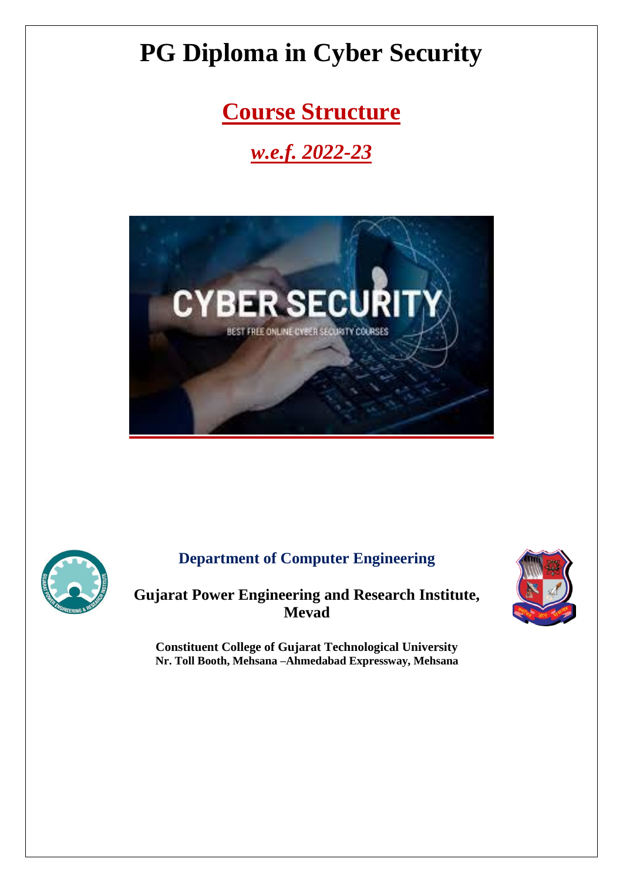# PG Diploma in Cyber Security

## Course Structure

### *w.e.f. 2022-23*

**Department of Computer Engineering**

**Gujarat Power Engineering and Research Institute, Mevad**

**Constituent College of Gujarat Technological University**
**Nr. Toll Booth, Mehsana –Ahmedabad Expressway, Mehsana**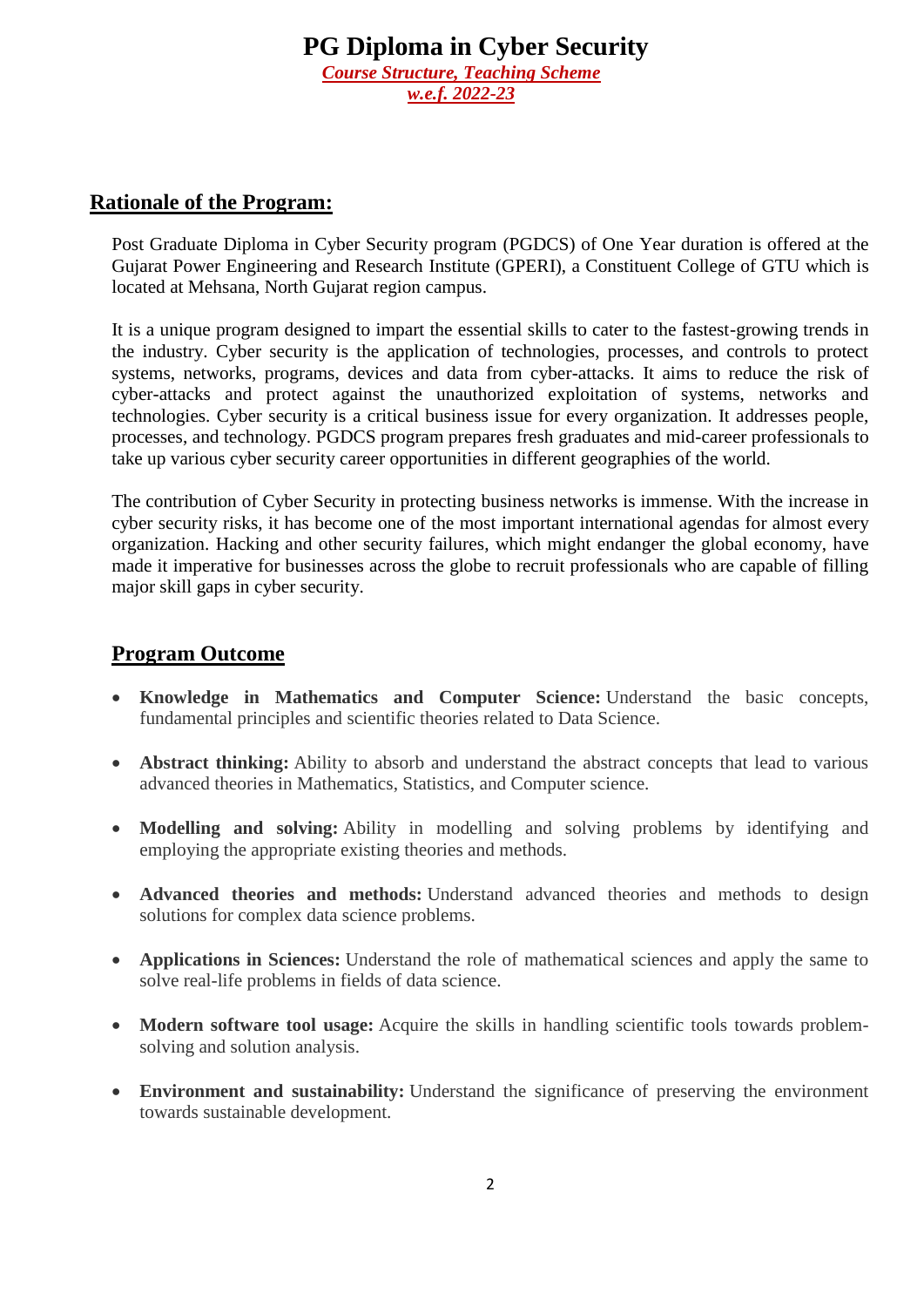# PG Diploma in Cyber Security

***Course Structure, Teaching Scheme***

***w.e.f. 2022-23***

## Rationale of the Program:

Post Graduate Diploma in Cyber Security program (PGDCS) of One Year duration is offered at the Gujarat Power Engineering and Research Institute (GPERI), a Constituent College of GTU which is located at Mehsana, North Gujarat region campus.

It is a unique program designed to impart the essential skills to cater to the fastest-growing trends in the industry. Cyber security is the application of technologies, processes, and controls to protect systems, networks, programs, devices and data from cyber-attacks. It aims to reduce the risk of cyber-attacks and protect against the unauthorized exploitation of systems, networks and technologies. Cyber security is a critical business issue for every organization. It addresses people, processes, and technology. PGDCS program prepares fresh graduates and mid-career professionals to take up various cyber security career opportunities in different geographies of the world.

The contribution of Cyber Security in protecting business networks is immense. With the increase in cyber security risks, it has become one of the most important international agendas for almost every organization. Hacking and other security failures, which might endanger the global economy, have made it imperative for businesses across the globe to recruit professionals who are capable of filling major skill gaps in cyber security.

## Program Outcome

- **Knowledge in Mathematics and Computer Science:** Understand the basic concepts, fundamental principles and scientific theories related to Data Science.
- **Abstract thinking:** Ability to absorb and understand the abstract concepts that lead to various advanced theories in Mathematics, Statistics, and Computer science.
- **Modelling and solving:** Ability in modelling and solving problems by identifying and employing the appropriate existing theories and methods.
- **Advanced theories and methods:** Understand advanced theories and methods to design solutions for complex data science problems.
- **Applications in Sciences:** Understand the role of mathematical sciences and apply the same to solve real-life problems in fields of data science.
- **Modern software tool usage:** Acquire the skills in handling scientific tools towards problem-solving and solution analysis.
- **Environment and sustainability:** Understand the significance of preserving the environment towards sustainable development.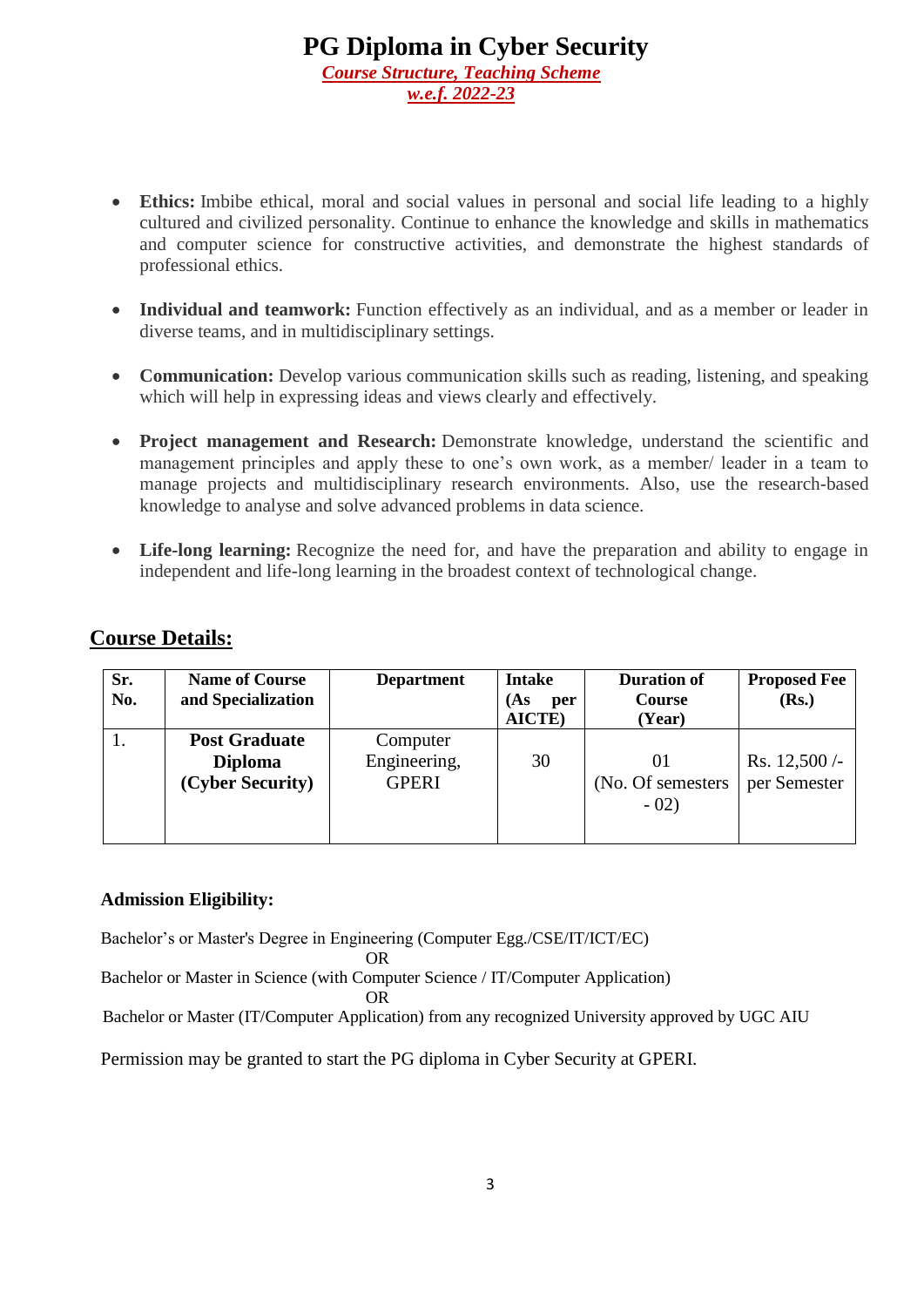# PG Diploma in Cyber Security

***Course Structure, Teaching Scheme***

***w.e.f. 2022-23***

- **Ethics:** Imbibe ethical, moral and social values in personal and social life leading to a highly cultured and civilized personality. Continue to enhance the knowledge and skills in mathematics and computer science for constructive activities, and demonstrate the highest standards of professional ethics.

- **Individual and teamwork:** Function effectively as an individual, and as a member or leader in diverse teams, and in multidisciplinary settings.

- **Communication:** Develop various communication skills such as reading, listening, and speaking which will help in expressing ideas and views clearly and effectively.

- **Project management and Research:** Demonstrate knowledge, understand the scientific and management principles and apply these to one's own work, as a member/ leader in a team to manage projects and multidisciplinary research environments. Also, use the research-based knowledge to analyse and solve advanced problems in data science.

- **Life-long learning:** Recognize the need for, and have the preparation and ability to engage in independent and life-long learning in the broadest context of technological change.

## Course Details:

| Sr. No. | Name of Course and Specialization | Department | Intake (As per AICTE) | Duration of Course (Year) | Proposed Fee (Rs.) |
|---|---|---|---|---|---|
| 1. | **Post Graduate Diploma (Cyber Security)** | Computer Engineering, GPERI | 30 | 01 (No. Of semesters - 02) | Rs. 12,500 /- per Semester |

**Admission Eligibility:**

Bachelor's or Master's Degree in Engineering (Computer Egg./CSE/IT/ICT/EC)

OR

Bachelor or Master in Science (with Computer Science / IT/Computer Application)

OR

Bachelor or Master (IT/Computer Application) from any recognized University approved by UGC AIU

Permission may be granted to start the PG diploma in Cyber Security at GPERI.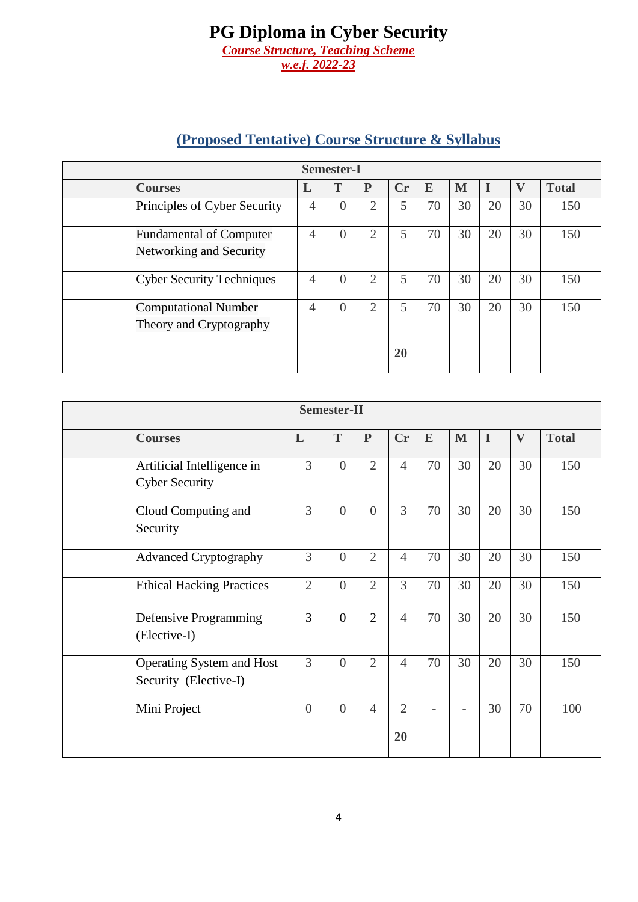# PG Diploma in Cyber Security

***Course Structure, Teaching Scheme***

***w.e.f. 2022-23***

## (Proposed Tentative) Course Structure & Syllabus

| Semester-I | | | | | | | | | | |
|---|---|---|---|---|---|---|---|---|---|---|
| | **Courses** | **L** | **T** | **P** | **Cr** | **E** | **M** | **I** | **V** | **Total** |
| | Principles of Cyber Security | 4 | 0 | 2 | 5 | 70 | 30 | 20 | 30 | 150 |
| | Fundamental of Computer Networking and Security | 4 | 0 | 2 | 5 | 70 | 30 | 20 | 30 | 150 |
| | Cyber Security Techniques | 4 | 0 | 2 | 5 | 70 | 30 | 20 | 30 | 150 |
| | Computational Number Theory and Cryptography | 4 | 0 | 2 | 5 | 70 | 30 | 20 | 30 | 150 |
| | | | | | **20** | | | | | |

| Semester-II | | | | | | | | | | |
|---|---|---|---|---|---|---|---|---|---|---|
| | **Courses** | **L** | **T** | **P** | **Cr** | **E** | **M** | **I** | **V** | **Total** |
| | Artificial Intelligence in Cyber Security | 3 | 0 | 2 | 4 | 70 | 30 | 20 | 30 | 150 |
| | Cloud Computing and Security | 3 | 0 | 0 | 3 | 70 | 30 | 20 | 30 | 150 |
| | Advanced Cryptography | 3 | 0 | 2 | 4 | 70 | 30 | 20 | 30 | 150 |
| | Ethical Hacking Practices | 2 | 0 | 2 | 3 | 70 | 30 | 20 | 30 | 150 |
| | Defensive Programming (Elective-I) | 3 | 0 | 2 | 4 | 70 | 30 | 20 | 30 | 150 |
| | Operating System and Host Security (Elective-I) | 3 | 0 | 2 | 4 | 70 | 30 | 20 | 30 | 150 |
| | Mini Project | 0 | 0 | 4 | 2 | - | - | 30 | 70 | 100 |
| | | | | | **20** | | | | | |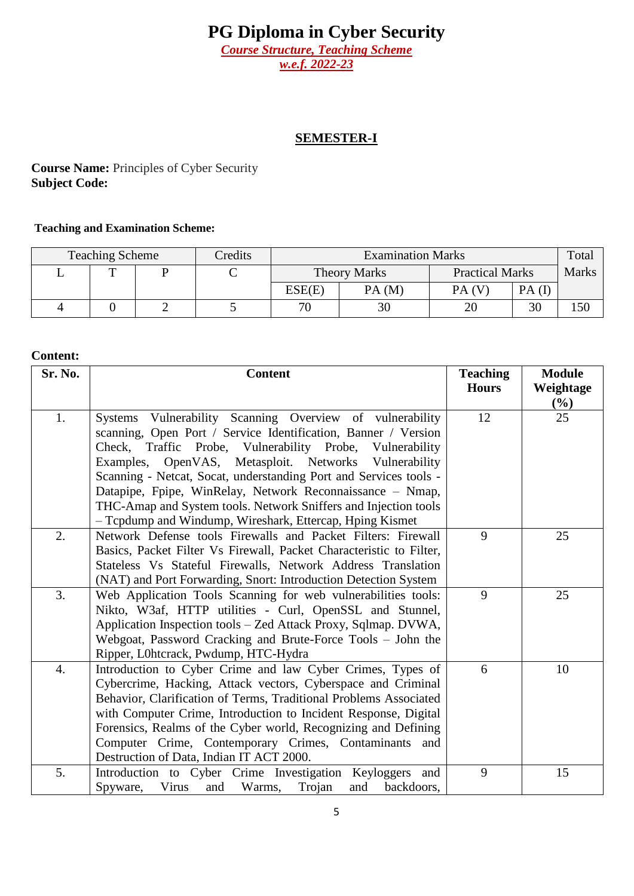# PG Diploma in Cyber Security

*Course Structure, Teaching Scheme*

*w.e.f. 2022-23*

## SEMESTER-I

**Course Name:** Principles of Cyber Security
**Subject Code:**

**Teaching and Examination Scheme:**

| Teaching Scheme | | | Credits | Examination Marks | | | | Total Marks |
|---|---|---|---|---|---|---|---|---|
| L | T | P | C | Theory Marks | | Practical Marks | | |
| | | | | ESE(E) | PA (M) | PA (V) | PA (I) | |
| 4 | 0 | 2 | 5 | 70 | 30 | 20 | 30 | 150 |

**Content:**

| Sr. No. | Content | Teaching Hours | Module Weightage (%) |
|---|---|---|---|
| 1. | Systems Vulnerability Scanning Overview of vulnerability scanning, Open Port / Service Identification, Banner / Version Check, Traffic Probe, Vulnerability Probe, Vulnerability Examples, OpenVAS, Metasploit. Networks Vulnerability Scanning - Netcat, Socat, understanding Port and Services tools - Datapipe, Fpipe, WinRelay, Network Reconnaissance – Nmap, THC-Amap and System tools. Network Sniffers and Injection tools – Tcpdump and Windump, Wireshark, Ettercap, Hping Kismet | 12 | 25 |
| 2. | Network Defense tools Firewalls and Packet Filters: Firewall Basics, Packet Filter Vs Firewall, Packet Characteristic to Filter, Stateless Vs Stateful Firewalls, Network Address Translation (NAT) and Port Forwarding, Snort: Introduction Detection System | 9 | 25 |
| 3. | Web Application Tools Scanning for web vulnerabilities tools: Nikto, W3af, HTTP utilities - Curl, OpenSSL and Stunnel, Application Inspection tools – Zed Attack Proxy, Sqlmap. DVWA, Webgoat, Password Cracking and Brute-Force Tools – John the Ripper, L0htcrack, Pwdump, HTC-Hydra | 9 | 25 |
| 4. | Introduction to Cyber Crime and law Cyber Crimes, Types of Cybercrime, Hacking, Attack vectors, Cyberspace and Criminal Behavior, Clarification of Terms, Traditional Problems Associated with Computer Crime, Introduction to Incident Response, Digital Forensics, Realms of the Cyber world, Recognizing and Defining Computer Crime, Contemporary Crimes, Contaminants and Destruction of Data, Indian IT ACT 2000. | 6 | 10 |
| 5. | Introduction to Cyber Crime Investigation Keyloggers and Spyware, Virus and Warms, Trojan and backdoors, | 9 | 15 |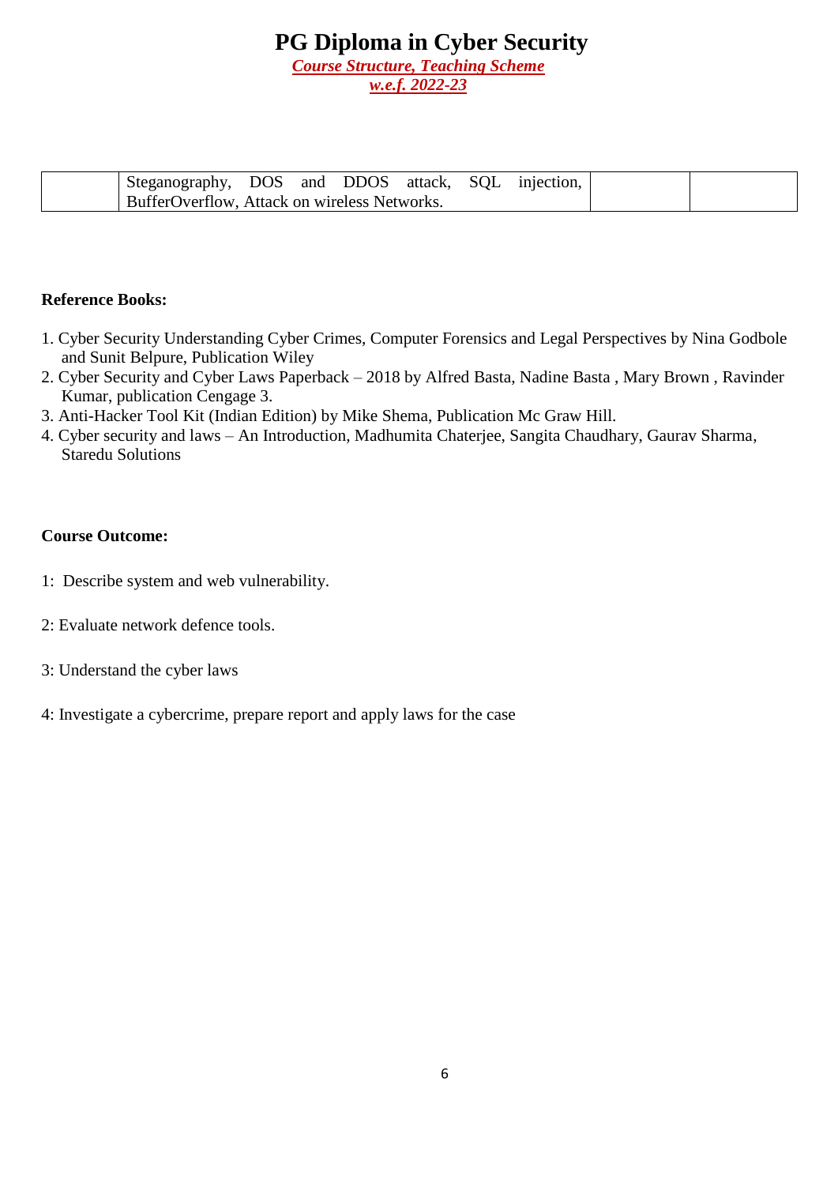| | Steganography, DOS and DDOS attack, SQL injection, BufferOverflow, Attack on wireless Networks. | | |
|---|---|---|---|

**Reference Books:**

1. Cyber Security Understanding Cyber Crimes, Computer Forensics and Legal Perspectives by Nina Godbole and Sunit Belpure, Publication Wiley
2. Cyber Security and Cyber Laws Paperback – 2018 by Alfred Basta, Nadine Basta , Mary Brown , Ravinder Kumar, publication Cengage 3.
3. Anti-Hacker Tool Kit (Indian Edition) by Mike Shema, Publication Mc Graw Hill.
4. Cyber security and laws – An Introduction, Madhumita Chaterjee, Sangita Chaudhary, Gaurav Sharma, Staredu Solutions

**Course Outcome:**

1: Describe system and web vulnerability.

2: Evaluate network defence tools.

3: Understand the cyber laws

4: Investigate a cybercrime, prepare report and apply laws for the case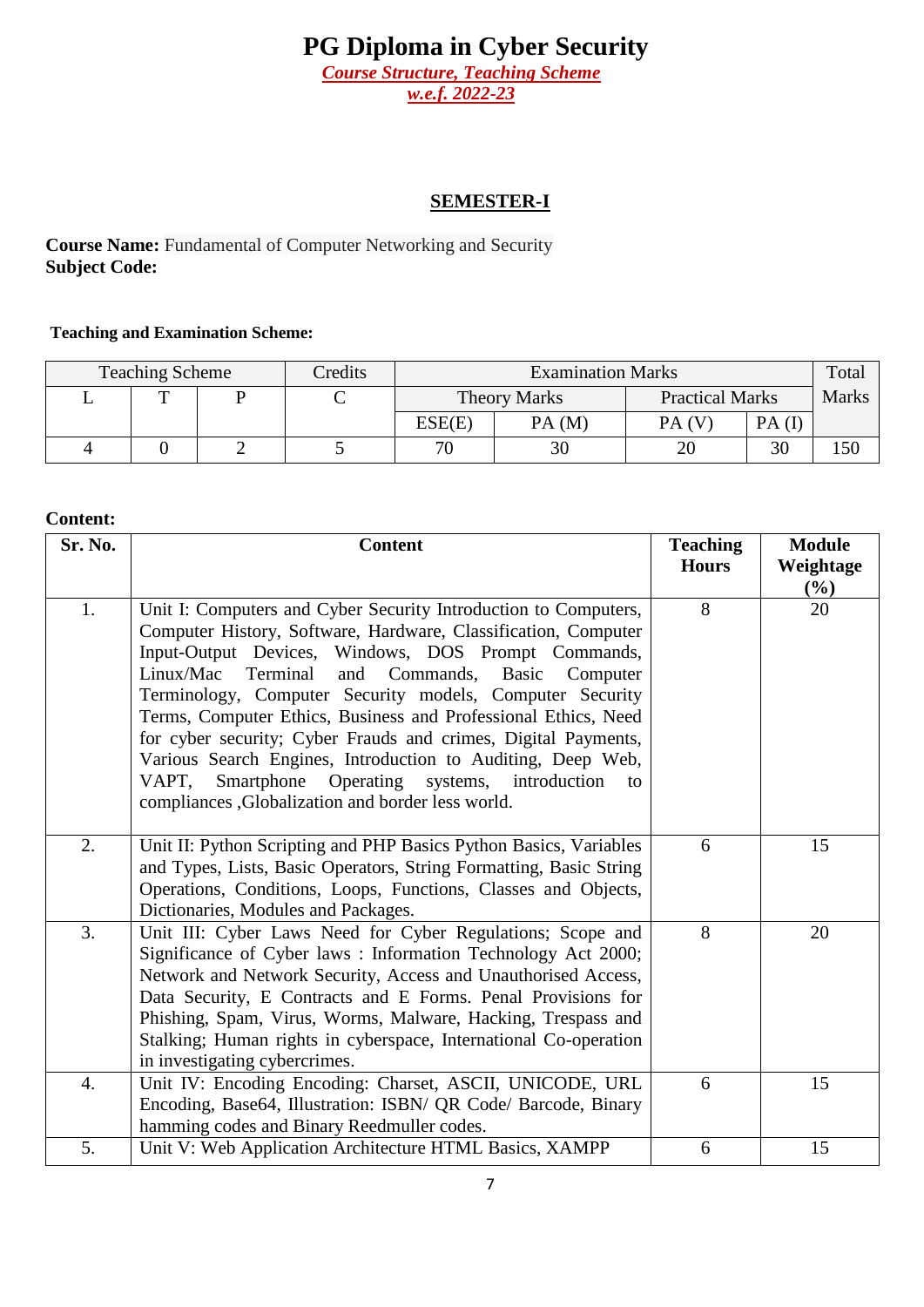# PG Diploma in Cyber Security

*Course Structure, Teaching Scheme*

*w.e.f. 2022-23*

## SEMESTER-I

**Course Name:** Fundamental of Computer Networking and Security
**Subject Code:**

**Teaching and Examination Scheme:**

| Teaching Scheme | | | Credits | Examination Marks | | | | Total Marks |
|---|---|---|---|---|---|---|---|---|
| L | T | P | C | Theory Marks | | Practical Marks | | |
| | | | | ESE(E) | PA (M) | PA (V) | PA (I) | |
| 4 | 0 | 2 | 5 | 70 | 30 | 20 | 30 | 150 |

**Content:**

| Sr. No. | Content | Teaching Hours | Module Weightage (%) |
|---|---|---|---|
| 1. | Unit I: Computers and Cyber Security Introduction to Computers, Computer History, Software, Hardware, Classification, Computer Input-Output Devices, Windows, DOS Prompt Commands, Linux/Mac Terminal and Commands, Basic Computer Terminology, Computer Security models, Computer Security Terms, Computer Ethics, Business and Professional Ethics, Need for cyber security; Cyber Frauds and crimes, Digital Payments, Various Search Engines, Introduction to Auditing, Deep Web, VAPT, Smartphone Operating systems, introduction to compliances ,Globalization and border less world. | 8 | 20 |
| 2. | Unit II: Python Scripting and PHP Basics Python Basics, Variables and Types, Lists, Basic Operators, String Formatting, Basic String Operations, Conditions, Loops, Functions, Classes and Objects, Dictionaries, Modules and Packages. | 6 | 15 |
| 3. | Unit III: Cyber Laws Need for Cyber Regulations; Scope and Significance of Cyber laws : Information Technology Act 2000; Network and Network Security, Access and Unauthorised Access, Data Security, E Contracts and E Forms. Penal Provisions for Phishing, Spam, Virus, Worms, Malware, Hacking, Trespass and Stalking; Human rights in cyberspace, International Co-operation in investigating cybercrimes. | 8 | 20 |
| 4. | Unit IV: Encoding Encoding: Charset, ASCII, UNICODE, URL Encoding, Base64, Illustration: ISBN/ QR Code/ Barcode, Binary hamming codes and Binary Reedmuller codes. | 6 | 15 |
| 5. | Unit V: Web Application Architecture HTML Basics, XAMPP | 6 | 15 |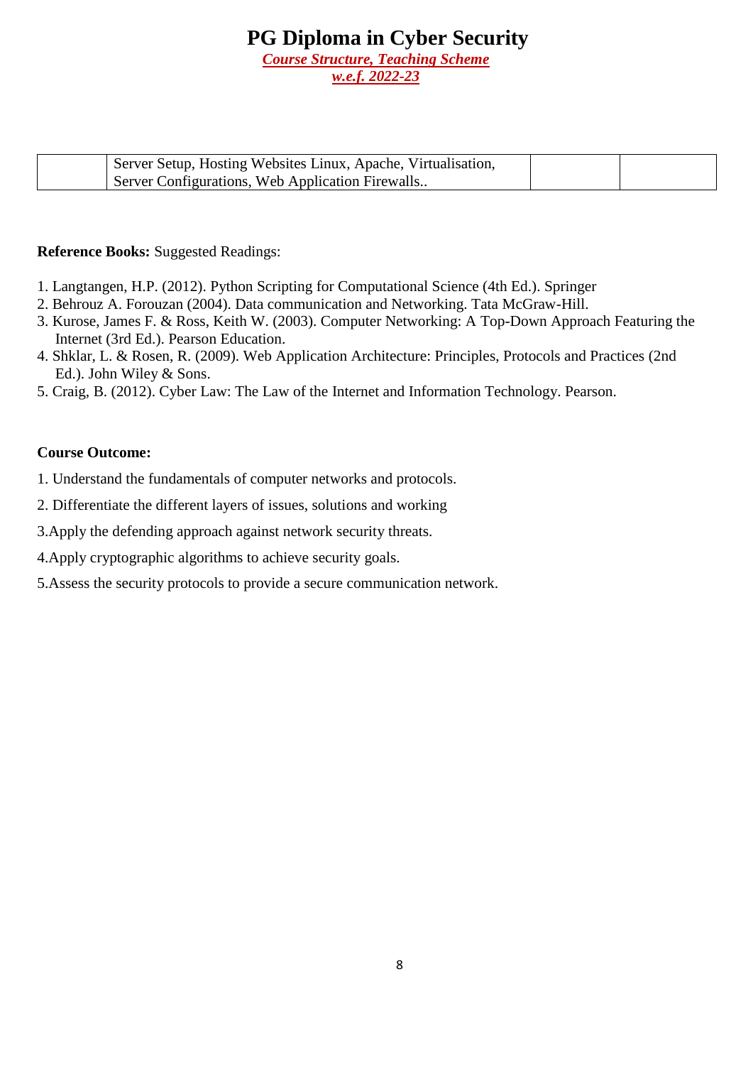| | Server Setup, Hosting Websites Linux, Apache, Virtualisation, Server Configurations, Web Application Firewalls.. | | |
|---|---|---|---|

**Reference Books:** Suggested Readings:

1. Langtangen, H.P. (2012). Python Scripting for Computational Science (4th Ed.). Springer
2. Behrouz A. Forouzan (2004). Data communication and Networking. Tata McGraw-Hill.
3. Kurose, James F. & Ross, Keith W. (2003). Computer Networking: A Top-Down Approach Featuring the Internet (3rd Ed.). Pearson Education.
4. Shklar, L. & Rosen, R. (2009). Web Application Architecture: Principles, Protocols and Practices (2nd Ed.). John Wiley & Sons.
5. Craig, B. (2012). Cyber Law: The Law of the Internet and Information Technology. Pearson.

**Course Outcome:**

1. Understand the fundamentals of computer networks and protocols.
2. Differentiate the different layers of issues, solutions and working
3. Apply the defending approach against network security threats.
4. Apply cryptographic algorithms to achieve security goals.
5. Assess the security protocols to provide a secure communication network.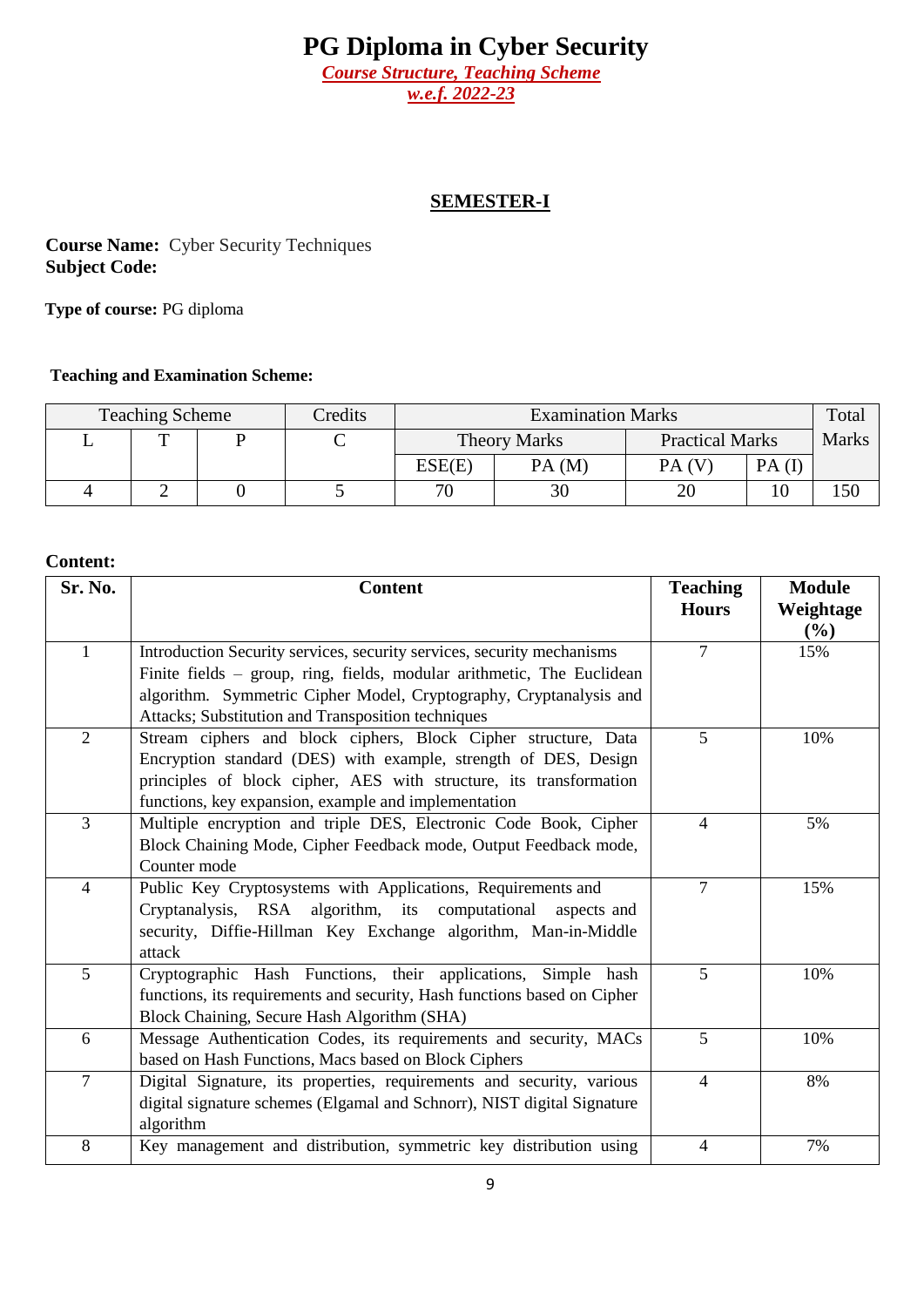# PG Diploma in Cyber Security

***Course Structure, Teaching Scheme***

***w.e.f. 2022-23***

## SEMESTER-I

**Course Name:** Cyber Security Techniques
**Subject Code:**

**Type of course:** PG diploma

**Teaching and Examination Scheme:**

| Teaching Scheme | | | Credits | Examination Marks | | | | Total Marks |
|---|---|---|---|---|---|---|---|---|
| | | | | Theory Marks | | Practical Marks | | |
| L | T | P | C | ESE(E) | PA (M) | PA (V) | PA (I) | |
| 4 | 2 | 0 | 5 | 70 | 30 | 20 | 10 | 150 |

**Content:**

| Sr. No. | Content | Teaching Hours | Module Weightage (%) |
|---|---|---|---|
| 1 | Introduction Security services, security services, security mechanisms Finite fields – group, ring, fields, modular arithmetic, The Euclidean algorithm. Symmetric Cipher Model, Cryptography, Cryptanalysis and Attacks; Substitution and Transposition techniques | 7 | 15% |
| 2 | Stream ciphers and block ciphers, Block Cipher structure, Data Encryption standard (DES) with example, strength of DES, Design principles of block cipher, AES with structure, its transformation functions, key expansion, example and implementation | 5 | 10% |
| 3 | Multiple encryption and triple DES, Electronic Code Book, Cipher Block Chaining Mode, Cipher Feedback mode, Output Feedback mode, Counter mode | 4 | 5% |
| 4 | Public Key Cryptosystems with Applications, Requirements and Cryptanalysis, RSA algorithm, its computational aspects and security, Diffie-Hillman Key Exchange algorithm, Man-in-Middle attack | 7 | 15% |
| 5 | Cryptographic Hash Functions, their applications, Simple hash functions, its requirements and security, Hash functions based on Cipher Block Chaining, Secure Hash Algorithm (SHA) | 5 | 10% |
| 6 | Message Authentication Codes, its requirements and security, MACs based on Hash Functions, Macs based on Block Ciphers | 5 | 10% |
| 7 | Digital Signature, its properties, requirements and security, various digital signature schemes (Elgamal and Schnorr), NIST digital Signature algorithm | 4 | 8% |
| 8 | Key management and distribution, symmetric key distribution using | 4 | 7% |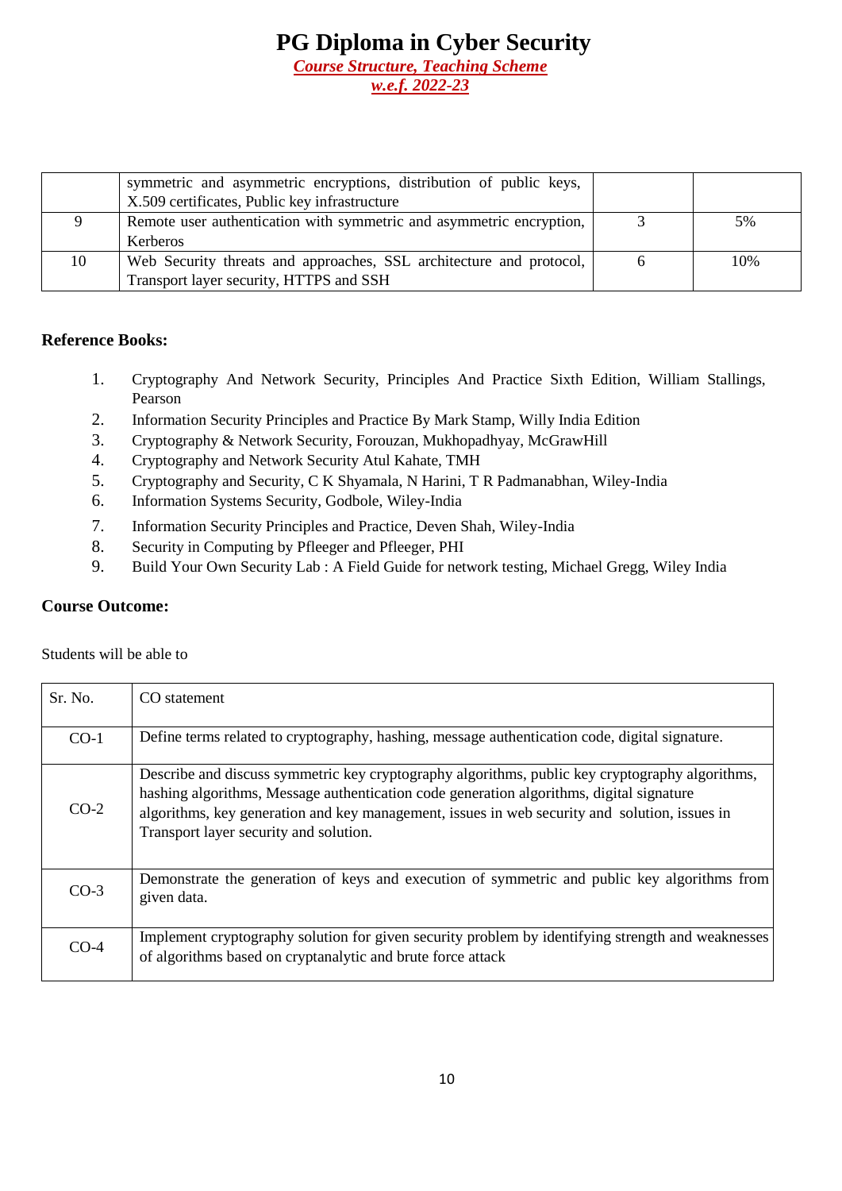| | symmetric and asymmetric encryptions, distribution of public keys, X.509 certificates, Public key infrastructure | | |
|---|---|---|---|
| 9 | Remote user authentication with symmetric and asymmetric encryption, Kerberos | 3 | 5% |
| 10 | Web Security threats and approaches, SSL architecture and protocol, Transport layer security, HTTPS and SSH | 6 | 10% |

**Reference Books:**

1. Cryptography And Network Security, Principles And Practice Sixth Edition, William Stallings, Pearson
2. Information Security Principles and Practice By Mark Stamp, Willy India Edition
3. Cryptography & Network Security, Forouzan, Mukhopadhyay, McGrawHill
4. Cryptography and Network Security Atul Kahate, TMH
5. Cryptography and Security, C K Shyamala, N Harini, T R Padmanabhan, Wiley-India
6. Information Systems Security, Godbole, Wiley-India
7. Information Security Principles and Practice, Deven Shah, Wiley-India
8. Security in Computing by Pfleeger and Pfleeger, PHI
9. Build Your Own Security Lab : A Field Guide for network testing, Michael Gregg, Wiley India

**Course Outcome:**

Students will be able to

| Sr. No. | CO statement |
|---|---|
| CO-1 | Define terms related to cryptography, hashing, message authentication code, digital signature. |
| CO-2 | Describe and discuss symmetric key cryptography algorithms, public key cryptography algorithms, hashing algorithms, Message authentication code generation algorithms, digital signature algorithms, key generation and key management, issues in web security and solution, issues in Transport layer security and solution. |
| CO-3 | Demonstrate the generation of keys and execution of symmetric and public key algorithms from given data. |
| CO-4 | Implement cryptography solution for given security problem by identifying strength and weaknesses of algorithms based on cryptanalytic and brute force attack |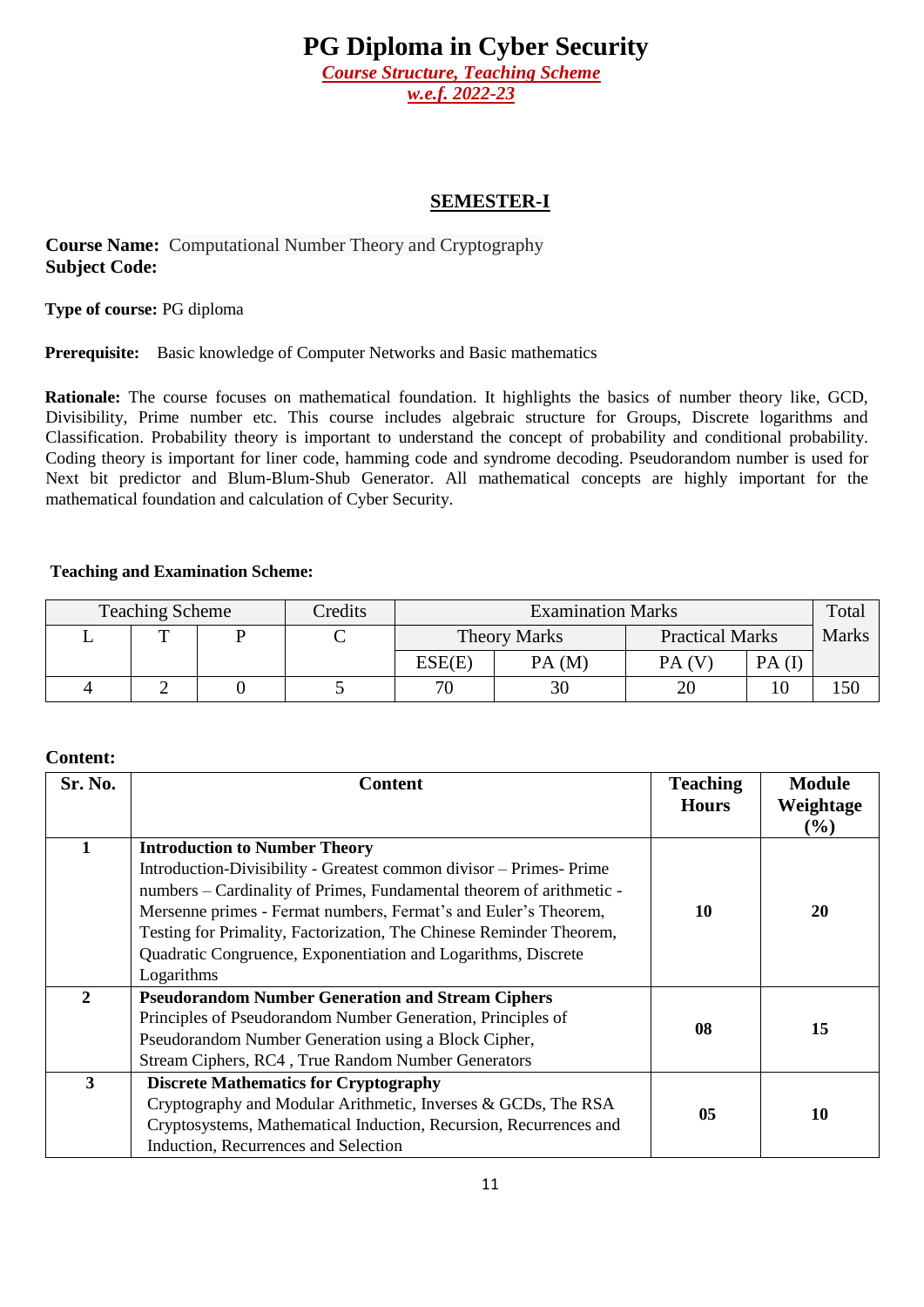// PG Diploma in Cyber Security

# PG Diploma in Cyber Security

***Course Structure, Teaching Scheme***

***w.e.f. 2022-23***

## SEMESTER-I

**Course Name:** Computational Number Theory and Cryptography
**Subject Code:**

**Type of course:** PG diploma

**Prerequisite:** Basic knowledge of Computer Networks and Basic mathematics

**Rationale:** The course focuses on mathematical foundation. It highlights the basics of number theory like, GCD, Divisibility, Prime number etc. This course includes algebraic structure for Groups, Discrete logarithms and Classification. Probability theory is important to understand the concept of probability and conditional probability. Coding theory is important for liner code, hamming code and syndrome decoding. Pseudorandom number is used for Next bit predictor and Blum-Blum-Shub Generator. All mathematical concepts are highly important for the mathematical foundation and calculation of Cyber Security.

**Teaching and Examination Scheme:**

| Teaching Scheme | | | Credits | Examination Marks | | | | Total Marks |
|---|---|---|---|---|---|---|---|---|
| L | T | P | C | Theory Marks | | Practical Marks | | |
| | | | | ESE(E) | PA (M) | PA (V) | PA (I) | |
| 4 | 2 | 0 | 5 | 70 | 30 | 20 | 10 | 150 |

**Content:**

| Sr. No. | Content | Teaching Hours | Module Weightage (%) |
|---|---|---|---|
| 1 | **Introduction to Number Theory**<br>Introduction-Divisibility - Greatest common divisor – Primes- Prime numbers – Cardinality of Primes, Fundamental theorem of arithmetic - Mersenne primes - Fermat numbers, Fermat's and Euler's Theorem, Testing for Primality, Factorization, The Chinese Reminder Theorem, Quadratic Congruence, Exponentiation and Logarithms, Discrete Logarithms | 10 | 20 |
| 2 | **Pseudorandom Number Generation and Stream Ciphers**<br>Principles of Pseudorandom Number Generation, Principles of Pseudorandom Number Generation using a Block Cipher, Stream Ciphers, RC4 , True Random Number Generators | 08 | 15 |
| 3 | **Discrete Mathematics for Cryptography**<br>Cryptography and Modular Arithmetic, Inverses & GCDs, The RSA Cryptosystems, Mathematical Induction, Recursion, Recurrences and Induction, Recurrences and Selection | 05 | 10 |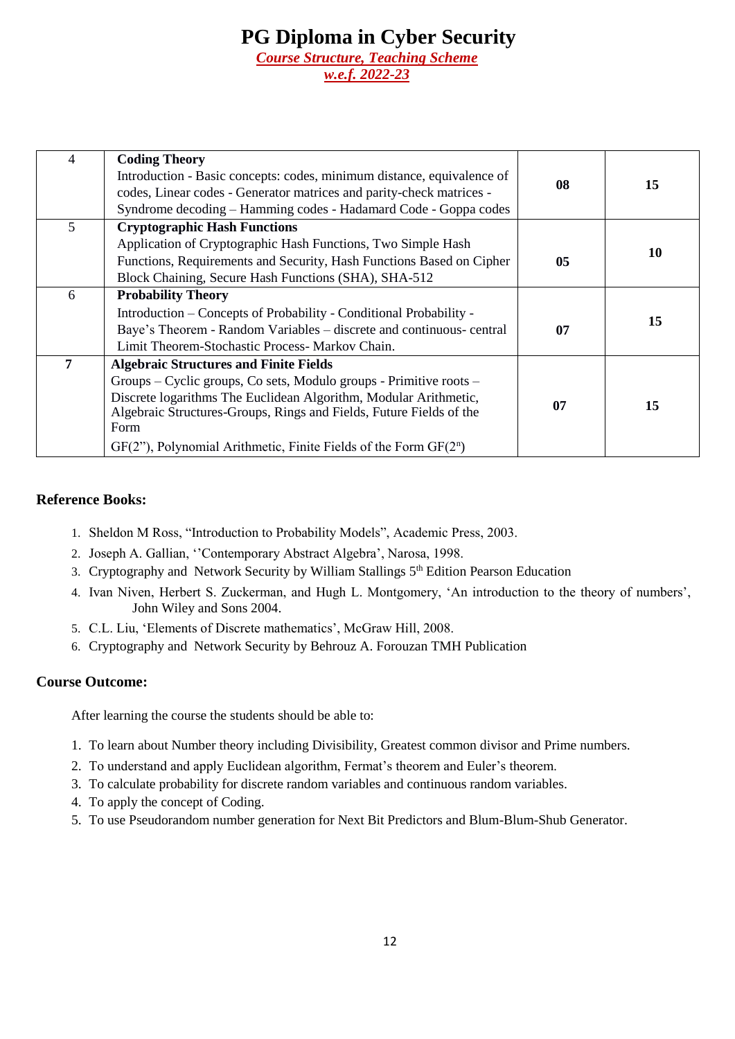# PG Diploma in Cyber Security

***Course Structure, Teaching Scheme***

***w.e.f. 2022-23***

| | | | |
|---|---|---|---|
| 4 | **Coding Theory**<br>Introduction - Basic concepts: codes, minimum distance, equivalence of codes, Linear codes - Generator matrices and parity-check matrices - Syndrome decoding – Hamming codes - Hadamard Code - Goppa codes | **08** | **15** |
| 5 | **Cryptographic Hash Functions**<br>Application of Cryptographic Hash Functions, Two Simple Hash Functions, Requirements and Security, Hash Functions Based on Cipher Block Chaining, Secure Hash Functions (SHA), SHA-512 | **05** | **10** |
| 6 | **Probability Theory**<br>Introduction – Concepts of Probability - Conditional Probability - Baye's Theorem - Random Variables – discrete and continuous- central Limit Theorem-Stochastic Process- Markov Chain. | **07** | **15** |
| **7** | **Algebraic Structures and Finite Fields**<br>Groups – Cyclic groups, Co sets, Modulo groups - Primitive roots – Discrete logarithms The Euclidean Algorithm, Modular Arithmetic, Algebraic Structures-Groups, Rings and Fields, Future Fields of the Form<br>GF(2"), Polynomial Arithmetic, Finite Fields of the Form $GF(2^n)$ | **07** | **15** |

### Reference Books:

1. Sheldon M Ross, "Introduction to Probability Models", Academic Press, 2003.
2. Joseph A. Gallian, ''Contemporary Abstract Algebra', Narosa, 1998.
3. Cryptography and Network Security by William Stallings 5th Edition Pearson Education
4. Ivan Niven, Herbert S. Zuckerman, and Hugh L. Montgomery, 'An introduction to the theory of numbers', John Wiley and Sons 2004.
5. C.L. Liu, 'Elements of Discrete mathematics', McGraw Hill, 2008.
6. Cryptography and Network Security by Behrouz A. Forouzan TMH Publication

### Course Outcome:

After learning the course the students should be able to:

1. To learn about Number theory including Divisibility, Greatest common divisor and Prime numbers.
2. To understand and apply Euclidean algorithm, Fermat's theorem and Euler's theorem.
3. To calculate probability for discrete random variables and continuous random variables.
4. To apply the concept of Coding.
5. To use Pseudorandom number generation for Next Bit Predictors and Blum-Blum-Shub Generator.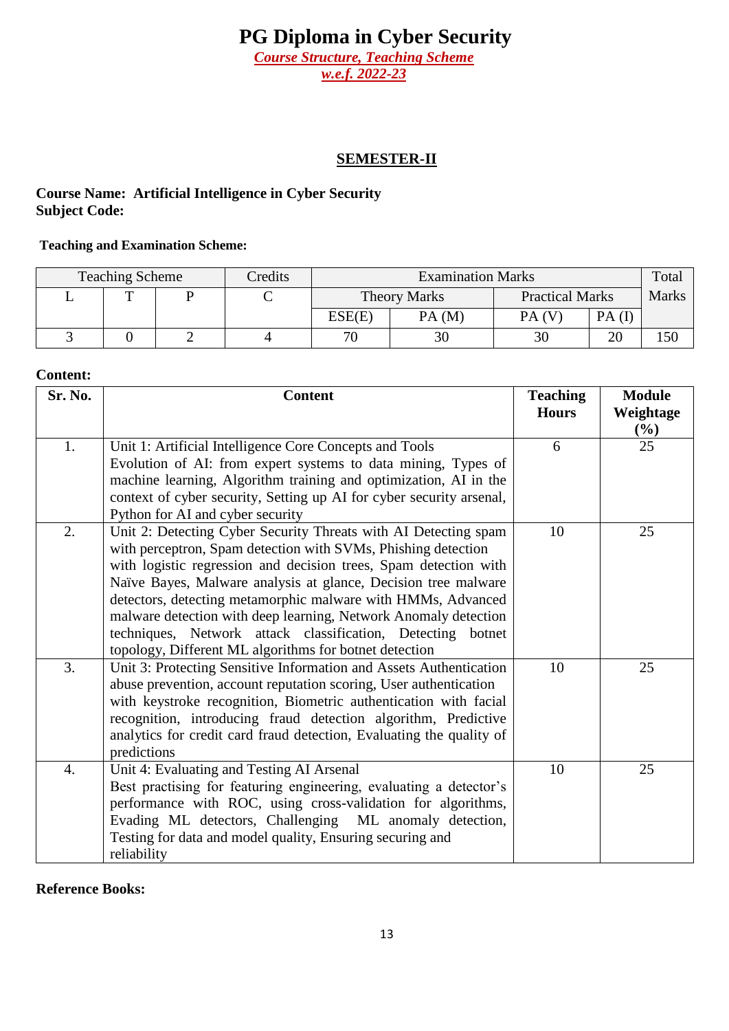# PG Diploma in Cyber Security

***Course Structure, Teaching Scheme***

***w.e.f. 2022-23***

## SEMESTER-II

**Course Name: Artificial Intelligence in Cyber Security**
**Subject Code:**

**Teaching and Examination Scheme:**

| Teaching Scheme | | | Credits | Examination Marks | | | | Total Marks |
|---|---|---|---|---|---|---|---|---|
| L | T | P | C | Theory Marks | | Practical Marks | | |
| | | | | ESE(E) | PA (M) | PA (V) | PA (I) | |
| 3 | 0 | 2 | 4 | 70 | 30 | 30 | 20 | 150 |

**Content:**

| Sr. No. | Content | Teaching Hours | Module Weightage (%) |
|---|---|---|---|
| 1. | Unit 1: Artificial Intelligence Core Concepts and Tools Evolution of AI: from expert systems to data mining, Types of machine learning, Algorithm training and optimization, AI in the context of cyber security, Setting up AI for cyber security arsenal, Python for AI and cyber security | 6 | 25 |
| 2. | Unit 2: Detecting Cyber Security Threats with AI Detecting spam with perceptron, Spam detection with SVMs, Phishing detection with logistic regression and decision trees, Spam detection with Naïve Bayes, Malware analysis at glance, Decision tree malware detectors, detecting metamorphic malware with HMMs, Advanced malware detection with deep learning, Network Anomaly detection techniques, Network attack classification, Detecting botnet topology, Different ML algorithms for botnet detection | 10 | 25 |
| 3. | Unit 3: Protecting Sensitive Information and Assets Authentication abuse prevention, account reputation scoring, User authentication with keystroke recognition, Biometric authentication with facial recognition, introducing fraud detection algorithm, Predictive analytics for credit card fraud detection, Evaluating the quality of predictions | 10 | 25 |
| 4. | Unit 4: Evaluating and Testing AI Arsenal Best practising for featuring engineering, evaluating a detector's performance with ROC, using cross-validation for algorithms, Evading ML detectors, Challenging ML anomaly detection, Testing for data and model quality, Ensuring securing and reliability | 10 | 25 |

**Reference Books:**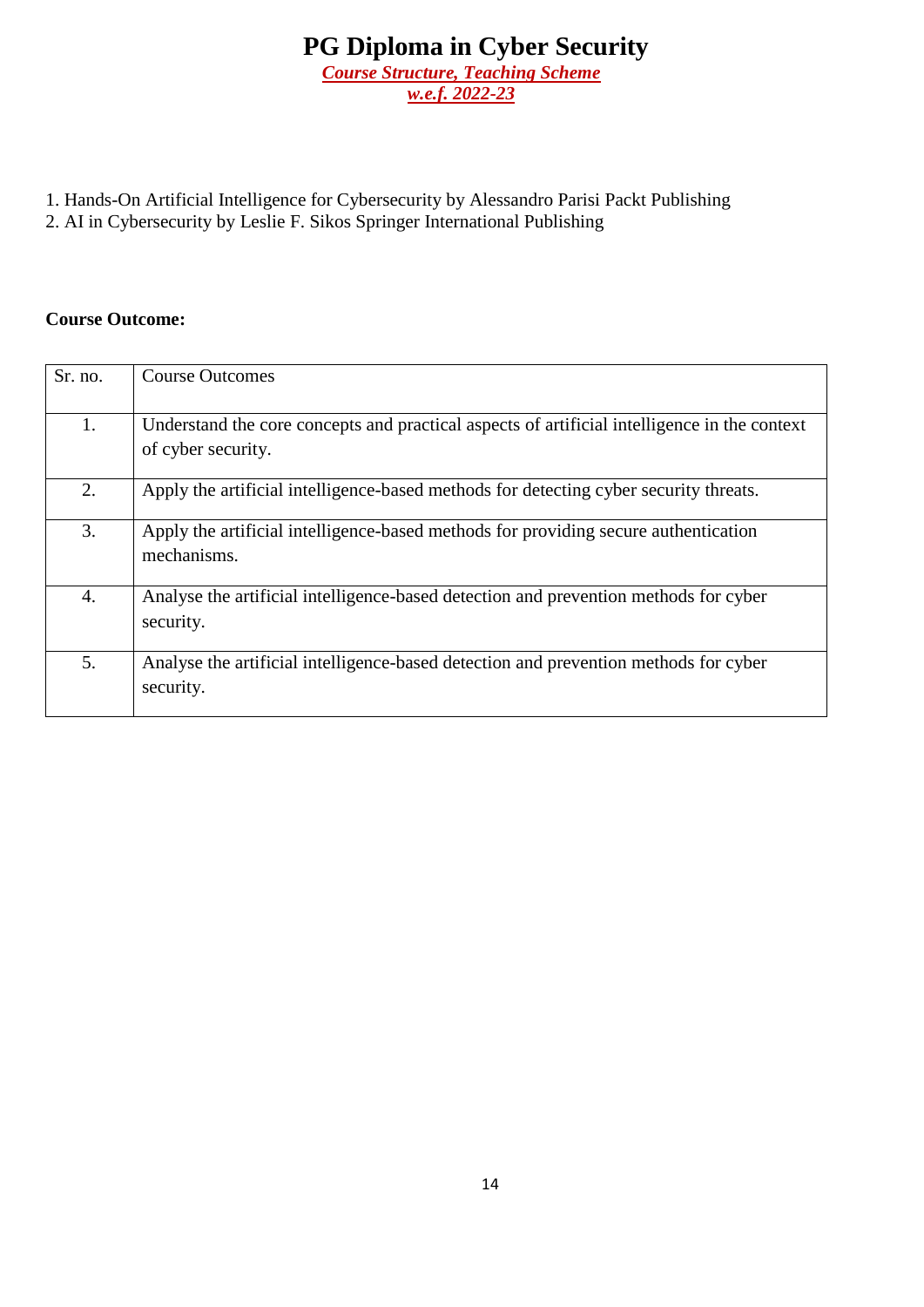1. Hands-On Artificial Intelligence for Cybersecurity by Alessandro Parisi Packt Publishing
2. AI in Cybersecurity by Leslie F. Sikos Springer International Publishing

**Course Outcome:**

| Sr. no. | Course Outcomes |
|---|---|
| 1. | Understand the core concepts and practical aspects of artificial intelligence in the context of cyber security. |
| 2. | Apply the artificial intelligence-based methods for detecting cyber security threats. |
| 3. | Apply the artificial intelligence-based methods for providing secure authentication mechanisms. |
| 4. | Analyse the artificial intelligence-based detection and prevention methods for cyber security. |
| 5. | Analyse the artificial intelligence-based detection and prevention methods for cyber security. |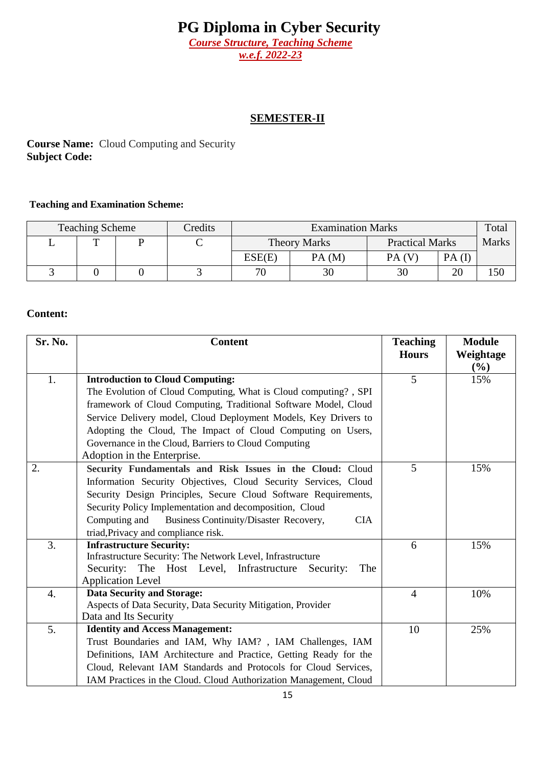# PG Diploma in Cyber Security

***Course Structure, Teaching Scheme***

***w.e.f. 2022-23***

## SEMESTER-II

**Course Name:** Cloud Computing and Security
**Subject Code:**

**Teaching and Examination Scheme:**

| Teaching Scheme | | | Credits | Examination Marks | | | | Total Marks |
|---|---|---|---|---|---|---|---|---|
| L | T | P | C | Theory Marks | | Practical Marks | | |
| | | | | ESE(E) | PA (M) | PA (V) | PA (I) | |
| 3 | 0 | 0 | 3 | 70 | 30 | 30 | 20 | 150 |

**Content:**

| Sr. No. | Content | Teaching Hours | Module Weightage (%) |
|---|---|---|---|
| 1. | **Introduction to Cloud Computing:** The Evolution of Cloud Computing, What is Cloud computing? , SPI framework of Cloud Computing, Traditional Software Model, Cloud Service Delivery model, Cloud Deployment Models, Key Drivers to Adopting the Cloud, The Impact of Cloud Computing on Users, Governance in the Cloud, Barriers to Cloud Computing Adoption in the Enterprise. | 5 | 15% |
| 2. | **Security Fundamentals and Risk Issues in the Cloud:** Cloud Information Security Objectives, Cloud Security Services, Cloud Security Design Principles, Secure Cloud Software Requirements, Security Policy Implementation and decomposition, Cloud Computing and Business Continuity/Disaster Recovery, CIA triad,Privacy and compliance risk. | 5 | 15% |
| 3. | **Infrastructure Security:** Infrastructure Security: The Network Level, Infrastructure Security: The Host Level, Infrastructure Security: The Application Level | 6 | 15% |
| 4. | **Data Security and Storage:** Aspects of Data Security, Data Security Mitigation, Provider Data and Its Security | 4 | 10% |
| 5. | **Identity and Access Management:** Trust Boundaries and IAM, Why IAM? , IAM Challenges, IAM Definitions, IAM Architecture and Practice, Getting Ready for the Cloud, Relevant IAM Standards and Protocols for Cloud Services, IAM Practices in the Cloud. Cloud Authorization Management, Cloud | 10 | 25% |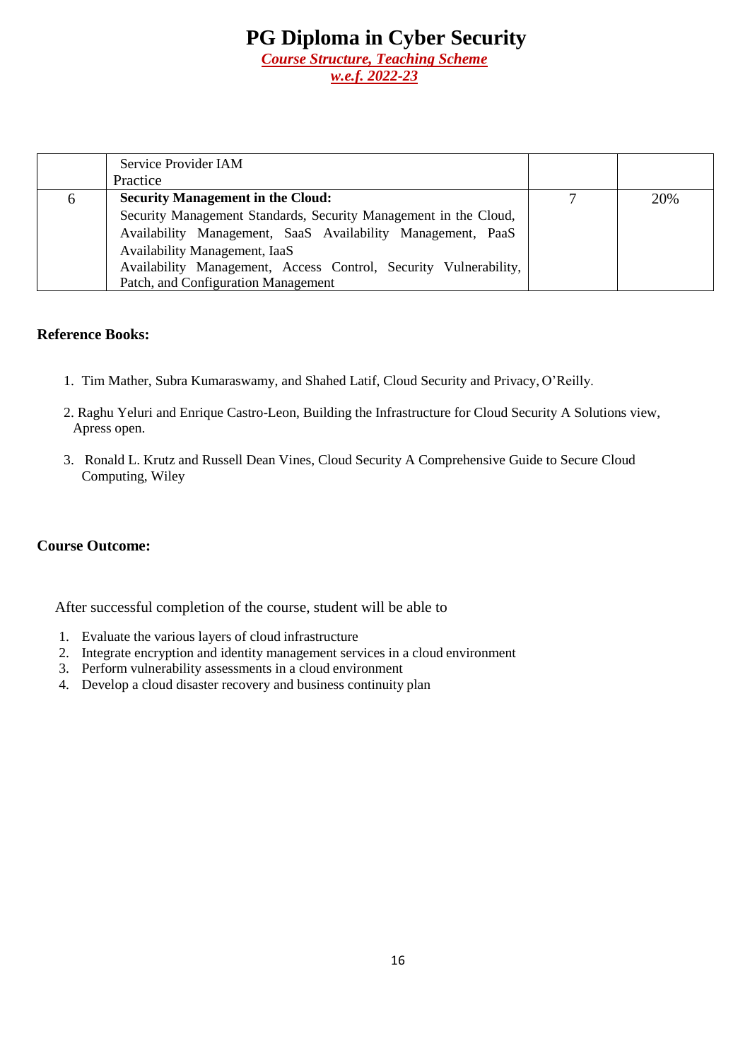| | | | |
|---|---|---|---|
| | Service Provider IAM Practice | | |
| 6 | **Security Management in the Cloud:** Security Management Standards, Security Management in the Cloud, Availability Management, SaaS Availability Management, PaaS Availability Management, IaaS Availability Management, Access Control, Security Vulnerability, Patch, and Configuration Management | 7 | 20% |

**Reference Books:**

1. Tim Mather, Subra Kumaraswamy, and Shahed Latif, Cloud Security and Privacy, O'Reilly.
2. Raghu Yeluri and Enrique Castro-Leon, Building the Infrastructure for Cloud Security A Solutions view, Apress open.
3. Ronald L. Krutz and Russell Dean Vines, Cloud Security A Comprehensive Guide to Secure Cloud Computing, Wiley

**Course Outcome:**

After successful completion of the course, student will be able to

1. Evaluate the various layers of cloud infrastructure
2. Integrate encryption and identity management services in a cloud environment
3. Perform vulnerability assessments in a cloud environment
4. Develop a cloud disaster recovery and business continuity plan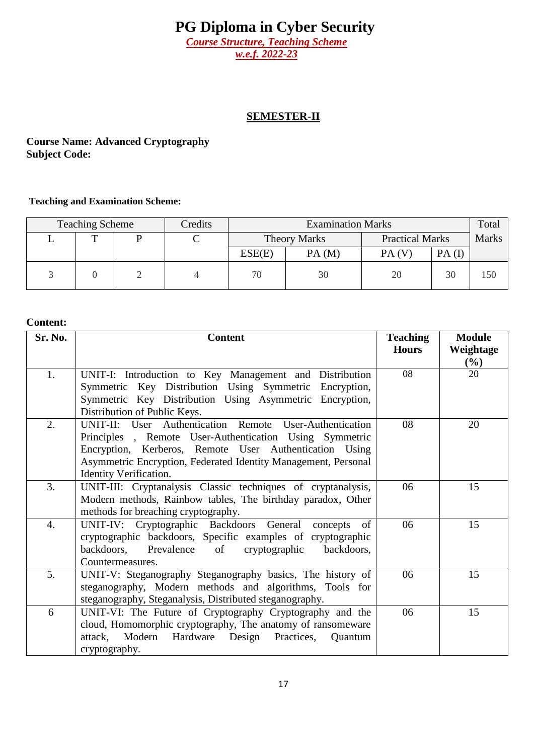# PG Diploma in Cyber Security

***Course Structure, Teaching Scheme***

***w.e.f. 2022-23***

## SEMESTER-II

**Course Name: Advanced Cryptography**
**Subject Code:**

**Teaching and Examination Scheme:**

| Teaching Scheme | | | Credits | Examination Marks | | | | Total Marks |
|---|---|---|---|---|---|---|---|---|
| L | T | P | C | Theory Marks | | Practical Marks | | |
| | | | | ESE(E) | PA (M) | PA (V) | PA (I) | |
| 3 | 0 | 2 | 4 | 70 | 30 | 20 | 30 | 150 |

**Content:**

| Sr. No. | Content | Teaching Hours | Module Weightage (%) |
|---|---|---|---|
| 1. | UNIT-I: Introduction to Key Management and Distribution Symmetric Key Distribution Using Symmetric Encryption, Symmetric Key Distribution Using Asymmetric Encryption, Distribution of Public Keys. | 08 | 20 |
| 2. | UNIT-II: User Authentication Remote User-Authentication Principles , Remote User-Authentication Using Symmetric Encryption, Kerberos, Remote User Authentication Using Asymmetric Encryption, Federated Identity Management, Personal Identity Verification. | 08 | 20 |
| 3. | UNIT-III: Cryptanalysis Classic techniques of cryptanalysis, Modern methods, Rainbow tables, The birthday paradox, Other methods for breaching cryptography. | 06 | 15 |
| 4. | UNIT-IV: Cryptographic Backdoors General concepts of cryptographic backdoors, Specific examples of cryptographic backdoors, Prevalence of cryptographic backdoors, Countermeasures. | 06 | 15 |
| 5. | UNIT-V: Steganography Steganography basics, The history of steganography, Modern methods and algorithms, Tools for steganography, Steganalysis, Distributed steganography. | 06 | 15 |
| 6 | UNIT-VI: The Future of Cryptography Cryptography and the cloud, Homomorphic cryptography, The anatomy of ransomeware attack, Modern Hardware Design Practices, Quantum cryptography. | 06 | 15 |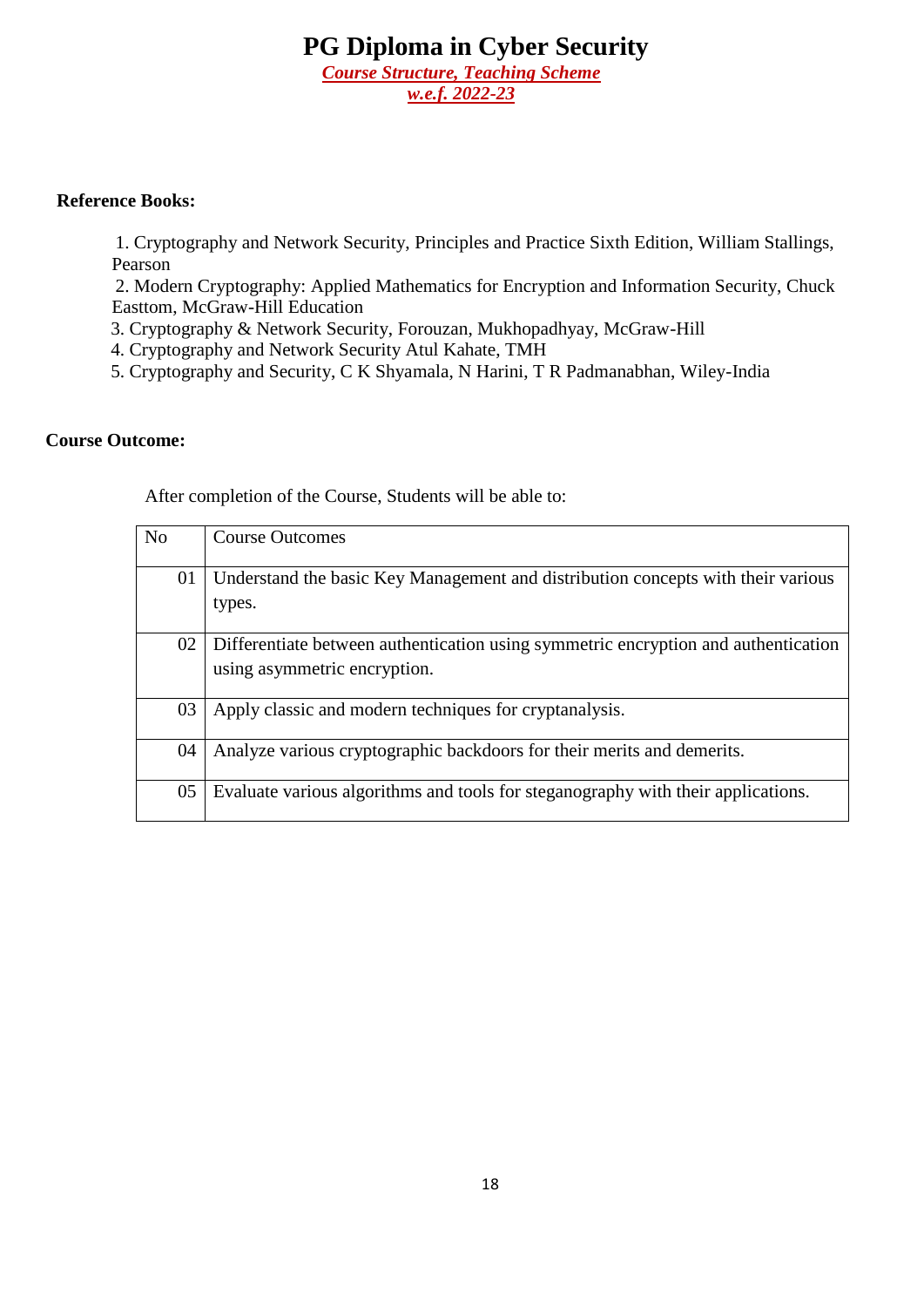**Reference Books:**

1. Cryptography and Network Security, Principles and Practice Sixth Edition, William Stallings, Pearson
2. Modern Cryptography: Applied Mathematics for Encryption and Information Security, Chuck Easttom, McGraw-Hill Education
3. Cryptography & Network Security, Forouzan, Mukhopadhyay, McGraw-Hill
4. Cryptography and Network Security Atul Kahate, TMH
5. Cryptography and Security, C K Shyamala, N Harini, T R Padmanabhan, Wiley-India

**Course Outcome:**

After completion of the Course, Students will be able to:

| No | Course Outcomes |
|---|---|
| 01 | Understand the basic Key Management and distribution concepts with their various types. |
| 02 | Differentiate between authentication using symmetric encryption and authentication using asymmetric encryption. |
| 03 | Apply classic and modern techniques for cryptanalysis. |
| 04 | Analyze various cryptographic backdoors for their merits and demerits. |
| 05 | Evaluate various algorithms and tools for steganography with their applications. |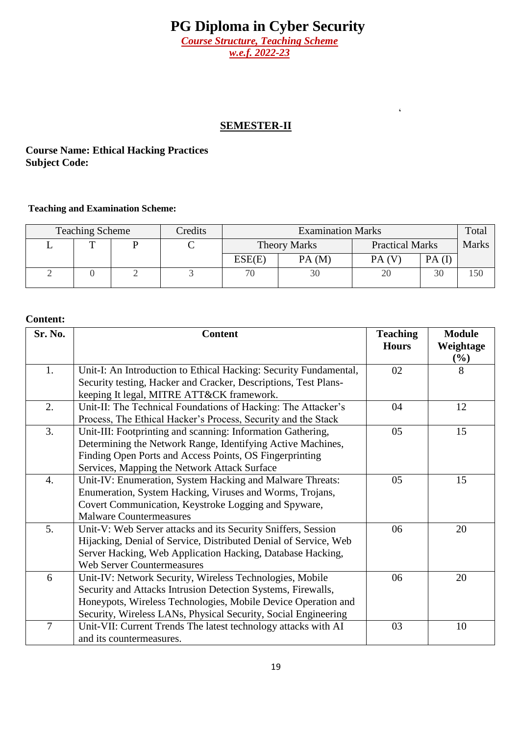# PG Diploma in Cyber Security

***Course Structure, Teaching Scheme***

***w.e.f. 2022-23***

## SEMESTER-II

**Course Name: Ethical Hacking Practices**
**Subject Code:**

**Teaching and Examination Scheme:**

| Teaching Scheme | | | Credits | Examination Marks | | | | Total Marks |
|---|---|---|---|---|---|---|---|---|
| L | T | P | C | Theory Marks | | Practical Marks | | |
| | | | | ESE(E) | PA (M) | PA (V) | PA (I) | |
| 2 | 0 | 2 | 3 | 70 | 30 | 20 | 30 | 150 |

**Content:**

| Sr. No. | Content | Teaching Hours | Module Weightage (%) |
|---|---|---|---|
| 1. | Unit-I: An Introduction to Ethical Hacking: Security Fundamental, Security testing, Hacker and Cracker, Descriptions, Test Plans-keeping It legal, MITRE ATT&CK framework. | 02 | 8 |
| 2. | Unit-II: The Technical Foundations of Hacking: The Attacker's Process, The Ethical Hacker's Process, Security and the Stack | 04 | 12 |
| 3. | Unit-III: Footprinting and scanning: Information Gathering, Determining the Network Range, Identifying Active Machines, Finding Open Ports and Access Points, OS Fingerprinting Services, Mapping the Network Attack Surface | 05 | 15 |
| 4. | Unit-IV: Enumeration, System Hacking and Malware Threats: Enumeration, System Hacking, Viruses and Worms, Trojans, Covert Communication, Keystroke Logging and Spyware, Malware Countermeasures | 05 | 15 |
| 5. | Unit-V: Web Server attacks and its Security Sniffers, Session Hijacking, Denial of Service, Distributed Denial of Service, Web Server Hacking, Web Application Hacking, Database Hacking, Web Server Countermeasures | 06 | 20 |
| 6 | Unit-IV: Network Security, Wireless Technologies, Mobile Security and Attacks Intrusion Detection Systems, Firewalls, Honeypots, Wireless Technologies, Mobile Device Operation and Security, Wireless LANs, Physical Security, Social Engineering | 06 | 20 |
| 7 | Unit-VII: Current Trends The latest technology attacks with AI and its countermeasures. | 03 | 10 |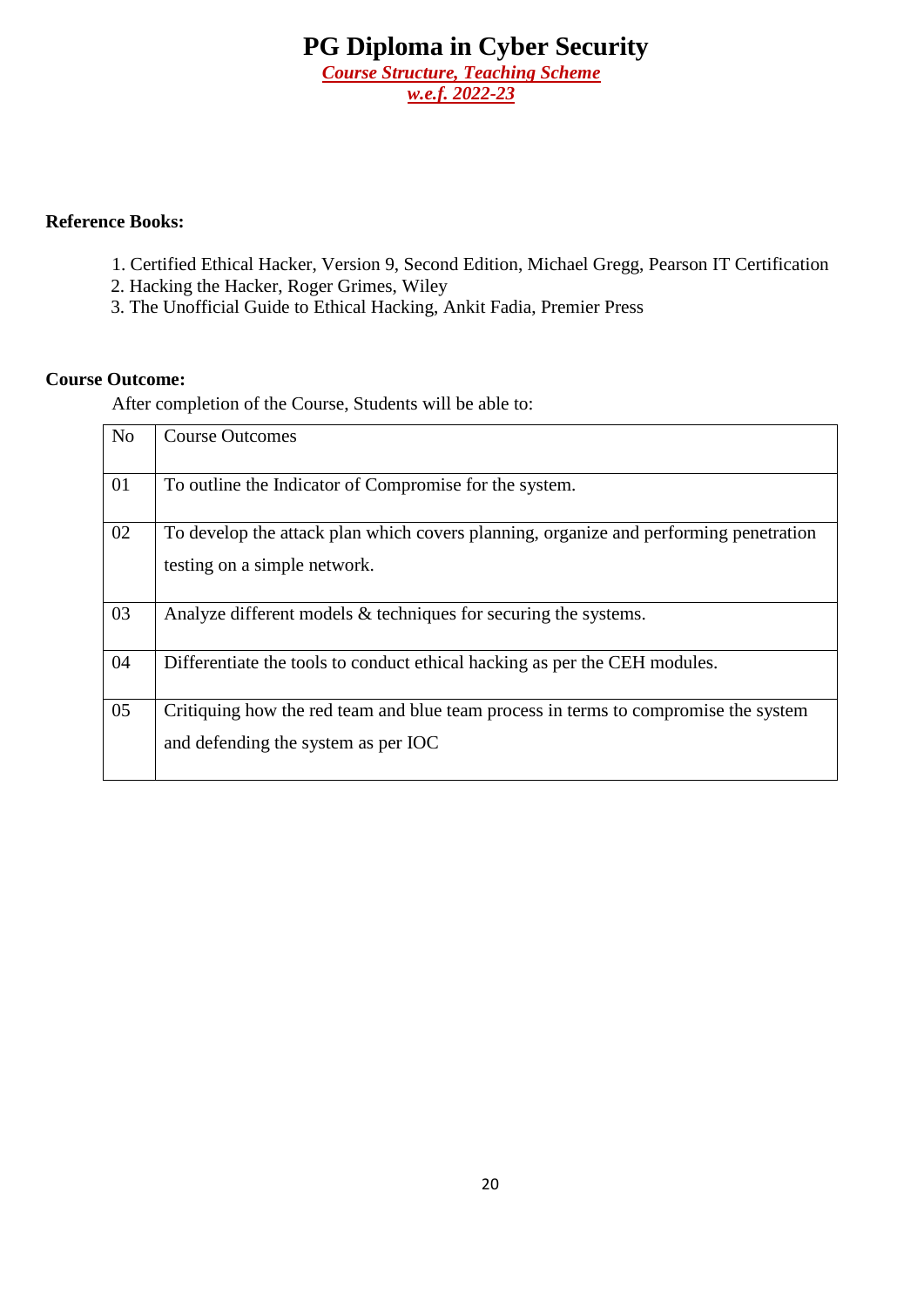**Reference Books:**

1. Certified Ethical Hacker, Version 9, Second Edition, Michael Gregg, Pearson IT Certification
2. Hacking the Hacker, Roger Grimes, Wiley
3. The Unofficial Guide to Ethical Hacking, Ankit Fadia, Premier Press

**Course Outcome:**

After completion of the Course, Students will be able to:

| No | Course Outcomes |
|---|---|
| 01 | To outline the Indicator of Compromise for the system. |
| 02 | To develop the attack plan which covers planning, organize and performing penetration testing on a simple network. |
| 03 | Analyze different models & techniques for securing the systems. |
| 04 | Differentiate the tools to conduct ethical hacking as per the CEH modules. |
| 05 | Critiquing how the red team and blue team process in terms to compromise the system and defending the system as per IOC |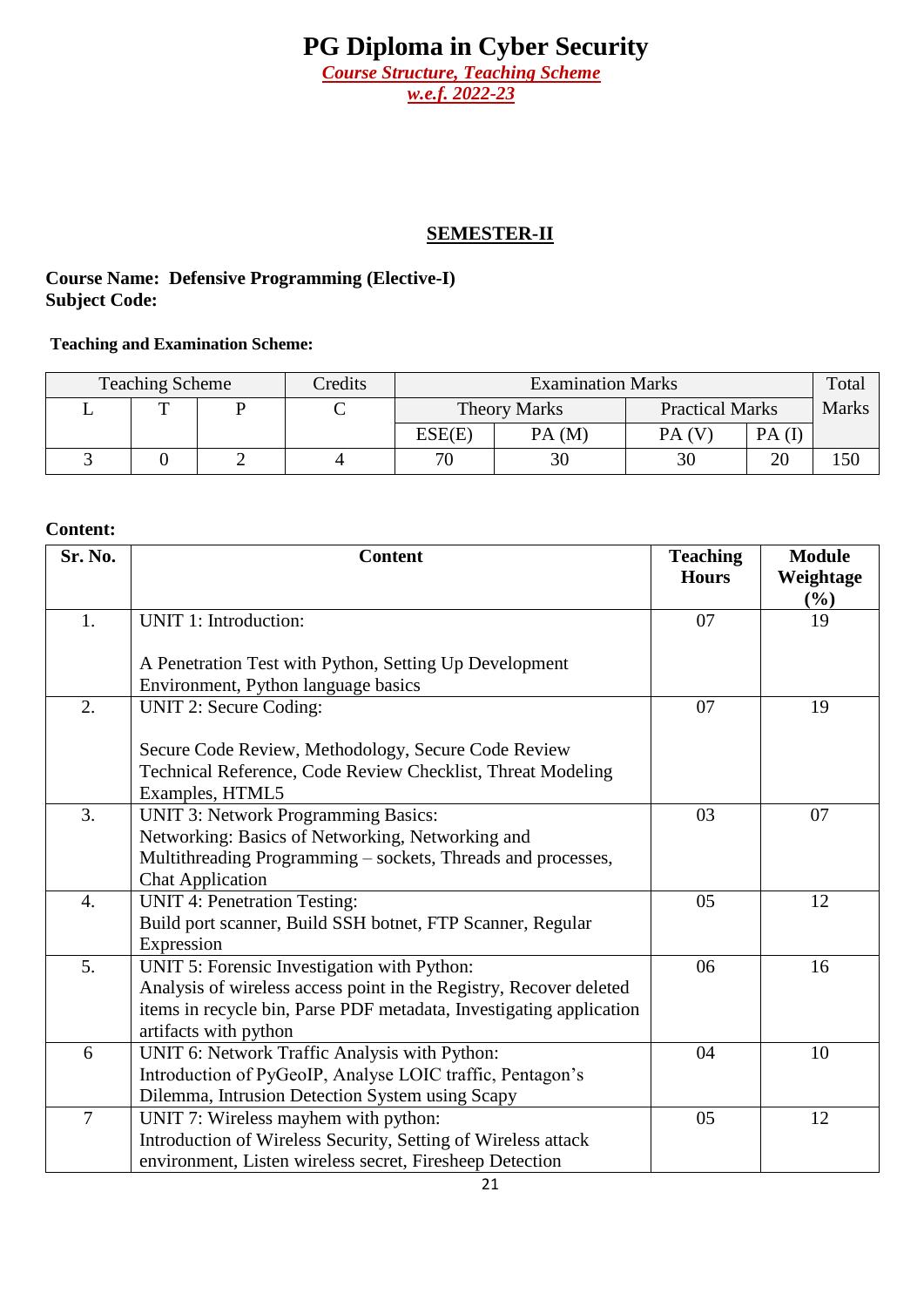# PG Diploma in Cyber Security

***Course Structure, Teaching Scheme***

***w.e.f. 2022-23***

## SEMESTER-II

**Course Name: Defensive Programming (Elective-I)**
**Subject Code:**

**Teaching and Examination Scheme:**

| Teaching Scheme | | | Credits | Examination Marks | | | | Total Marks |
|---|---|---|---|---|---|---|---|---|
| L | T | P | C | Theory Marks | | Practical Marks | | |
| | | | | ESE(E) | PA (M) | PA (V) | PA (I) | |
| 3 | 0 | 2 | 4 | 70 | 30 | 30 | 20 | 150 |

**Content:**

| Sr. No. | Content | Teaching Hours | Module Weightage (%) |
|---|---|---|---|
| 1. | UNIT 1: Introduction:<br><br>A Penetration Test with Python, Setting Up Development Environment, Python language basics | 07 | 19 |
| 2. | UNIT 2: Secure Coding:<br><br>Secure Code Review, Methodology, Secure Code Review Technical Reference, Code Review Checklist, Threat Modeling Examples, HTML5 | 07 | 19 |
| 3. | UNIT 3: Network Programming Basics:<br>Networking: Basics of Networking, Networking and Multithreading Programming – sockets, Threads and processes, Chat Application | 03 | 07 |
| 4. | UNIT 4: Penetration Testing:<br>Build port scanner, Build SSH botnet, FTP Scanner, Regular Expression | 05 | 12 |
| 5. | UNIT 5: Forensic Investigation with Python:<br>Analysis of wireless access point in the Registry, Recover deleted items in recycle bin, Parse PDF metadata, Investigating application artifacts with python | 06 | 16 |
| 6 | UNIT 6: Network Traffic Analysis with Python:<br>Introduction of PyGeoIP, Analyse LOIC traffic, Pentagon's Dilemma, Intrusion Detection System using Scapy | 04 | 10 |
| 7 | UNIT 7: Wireless mayhem with python:<br>Introduction of Wireless Security, Setting of Wireless attack environment, Listen wireless secret, Firesheep Detection | 05 | 12 |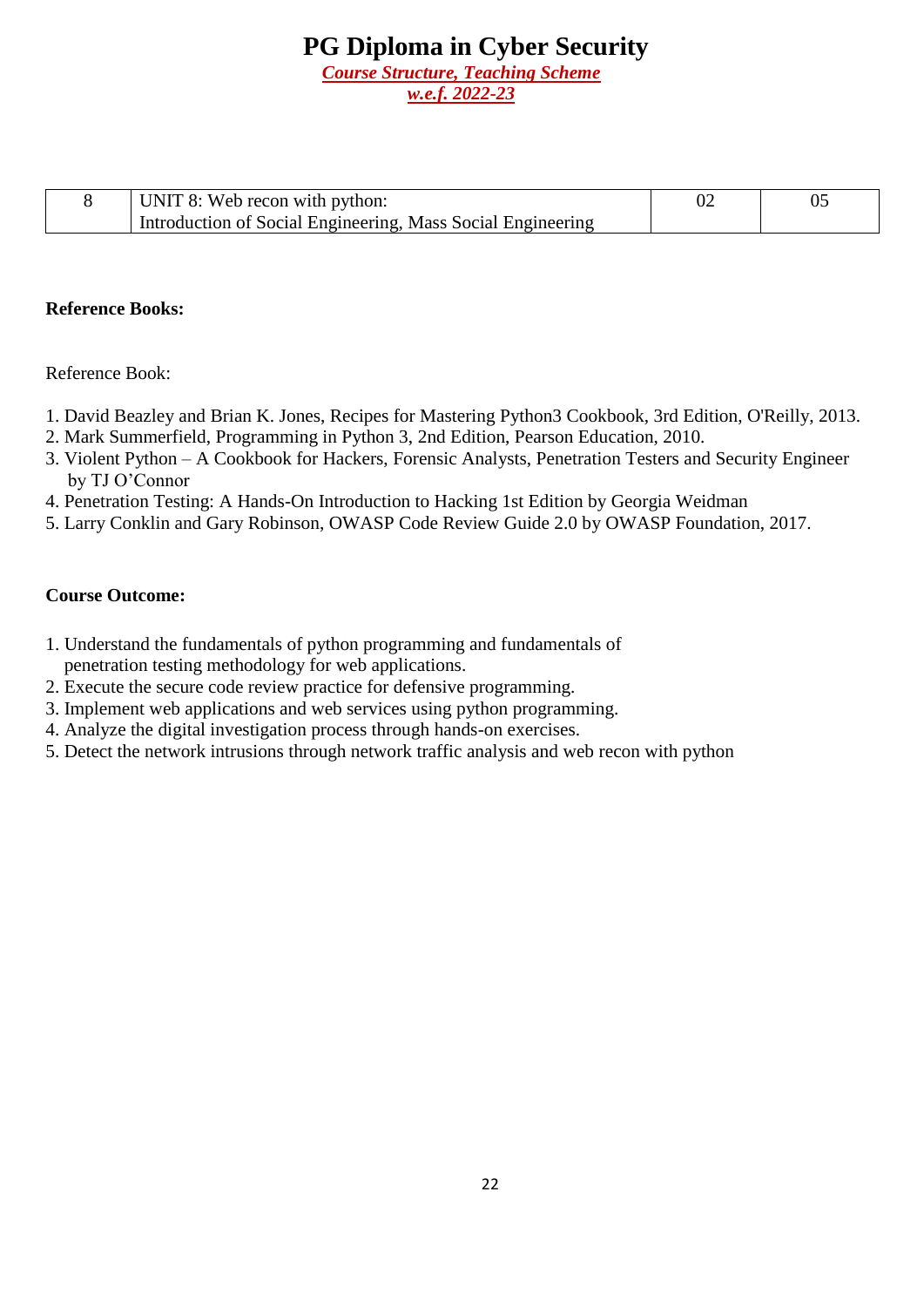| 8 | UNIT 8: Web recon with python:<br>Introduction of Social Engineering, Mass Social Engineering | 02 | 05 |
|---|---|---|---|

**Reference Books:**

Reference Book:

1. David Beazley and Brian K. Jones, Recipes for Mastering Python3 Cookbook, 3rd Edition, O'Reilly, 2013.
2. Mark Summerfield, Programming in Python 3, 2nd Edition, Pearson Education, 2010.
3. Violent Python – A Cookbook for Hackers, Forensic Analysts, Penetration Testers and Security Engineer by TJ O'Connor
4. Penetration Testing: A Hands-On Introduction to Hacking 1st Edition by Georgia Weidman
5. Larry Conklin and Gary Robinson, OWASP Code Review Guide 2.0 by OWASP Foundation, 2017.

**Course Outcome:**

1. Understand the fundamentals of python programming and fundamentals of penetration testing methodology for web applications.
2. Execute the secure code review practice for defensive programming.
3. Implement web applications and web services using python programming.
4. Analyze the digital investigation process through hands-on exercises.
5. Detect the network intrusions through network traffic analysis and web recon with python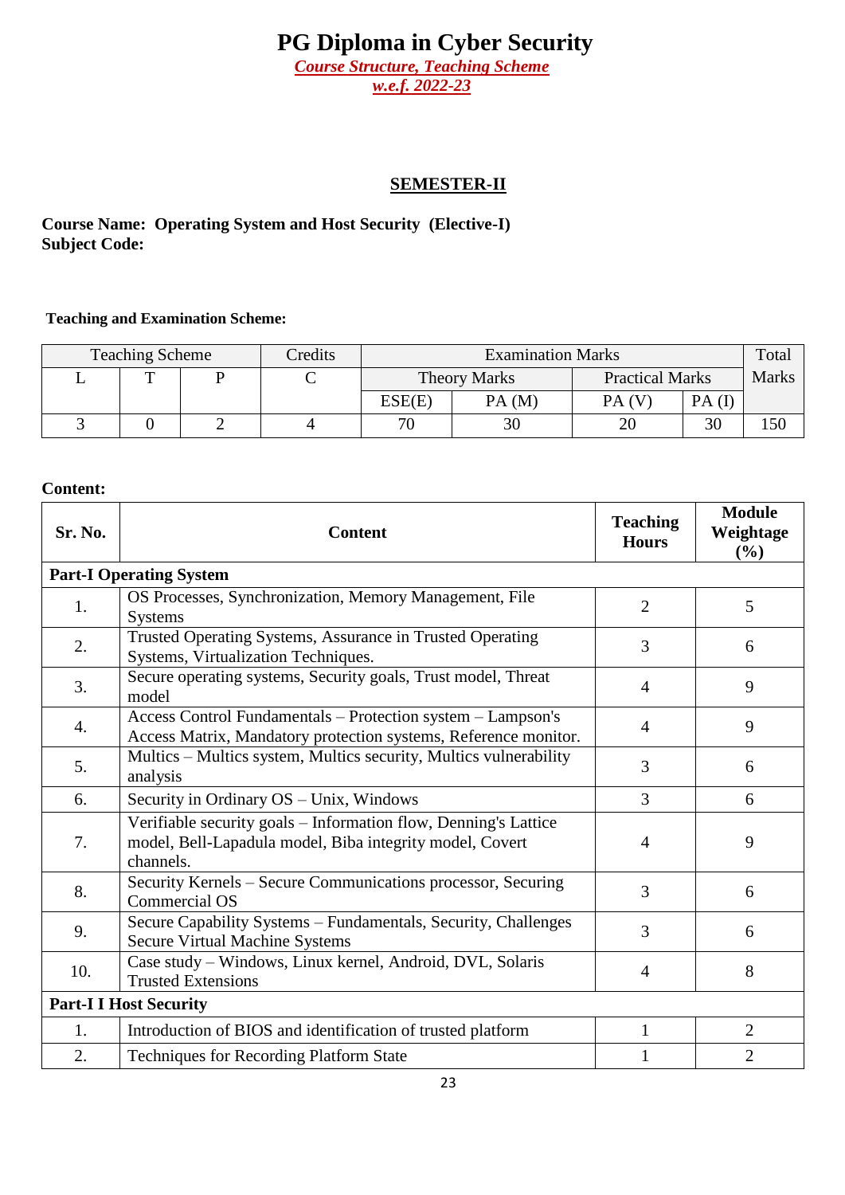# PG Diploma in Cyber Security

***Course Structure, Teaching Scheme***

***w.e.f. 2022-23***

## SEMESTER-II

**Course Name: Operating System and Host Security (Elective-I)**
**Subject Code:**

**Teaching and Examination Scheme:**

| Teaching Scheme | | | Credits | Examination Marks | | | | Total Marks |
|---|---|---|---|---|---|---|---|---|
| L | T | P | C | Theory Marks | | Practical Marks | | |
| | | | | ESE(E) | PA (M) | PA (V) | PA (I) | |
| 3 | 0 | 2 | 4 | 70 | 30 | 20 | 30 | 150 |

**Content:**

| Sr. No. | Content | Teaching Hours | Module Weightage (%) |
|---|---|---|---|
| **Part-I Operating System** | | | |
| 1. | OS Processes, Synchronization, Memory Management, File Systems | 2 | 5 |
| 2. | Trusted Operating Systems, Assurance in Trusted Operating Systems, Virtualization Techniques. | 3 | 6 |
| 3. | Secure operating systems, Security goals, Trust model, Threat model | 4 | 9 |
| 4. | Access Control Fundamentals – Protection system – Lampson's Access Matrix, Mandatory protection systems, Reference monitor. | 4 | 9 |
| 5. | Multics – Multics system, Multics security, Multics vulnerability analysis | 3 | 6 |
| 6. | Security in Ordinary OS – Unix, Windows | 3 | 6 |
| 7. | Verifiable security goals – Information flow, Denning's Lattice model, Bell-Lapadula model, Biba integrity model, Covert channels. | 4 | 9 |
| 8. | Security Kernels – Secure Communications processor, Securing Commercial OS | 3 | 6 |
| 9. | Secure Capability Systems – Fundamentals, Security, Challenges Secure Virtual Machine Systems | 3 | 6 |
| 10. | Case study – Windows, Linux kernel, Android, DVL, Solaris Trusted Extensions | 4 | 8 |
| **Part-I I Host Security** | | | |
| 1. | Introduction of BIOS and identification of trusted platform | 1 | 2 |
| 2. | Techniques for Recording Platform State | 1 | 2 |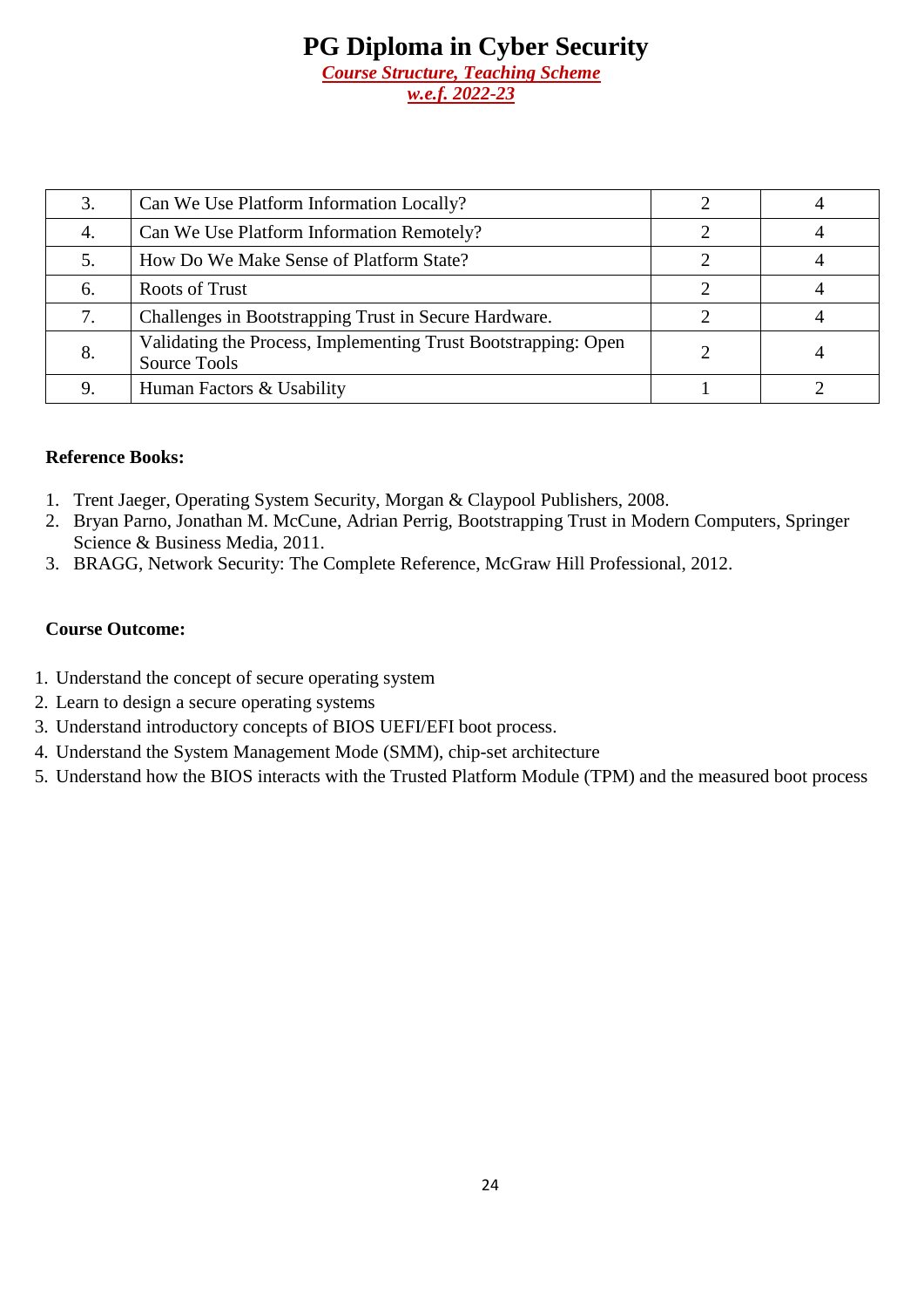# PG Diploma in Cyber Security

***Course Structure, Teaching Scheme***

***w.e.f. 2022-23***

| | | | |
|---|---|---|---|
| 3. | Can We Use Platform Information Locally? | 2 | 4 |
| 4. | Can We Use Platform Information Remotely? | 2 | 4 |
| 5. | How Do We Make Sense of Platform State? | 2 | 4 |
| 6. | Roots of Trust | 2 | 4 |
| 7. | Challenges in Bootstrapping Trust in Secure Hardware. | 2 | 4 |
| 8. | Validating the Process, Implementing Trust Bootstrapping: Open Source Tools | 2 | 4 |
| 9. | Human Factors & Usability | 1 | 2 |

**Reference Books:**

1. Trent Jaeger, Operating System Security, Morgan & Claypool Publishers, 2008.
2. Bryan Parno, Jonathan M. McCune, Adrian Perrig, Bootstrapping Trust in Modern Computers, Springer Science & Business Media, 2011.
3. BRAGG, Network Security: The Complete Reference, McGraw Hill Professional, 2012.

**Course Outcome:**

1. Understand the concept of secure operating system
2. Learn to design a secure operating systems
3. Understand introductory concepts of BIOS UEFI/EFI boot process.
4. Understand the System Management Mode (SMM), chip-set architecture
5. Understand how the BIOS interacts with the Trusted Platform Module (TPM) and the measured boot process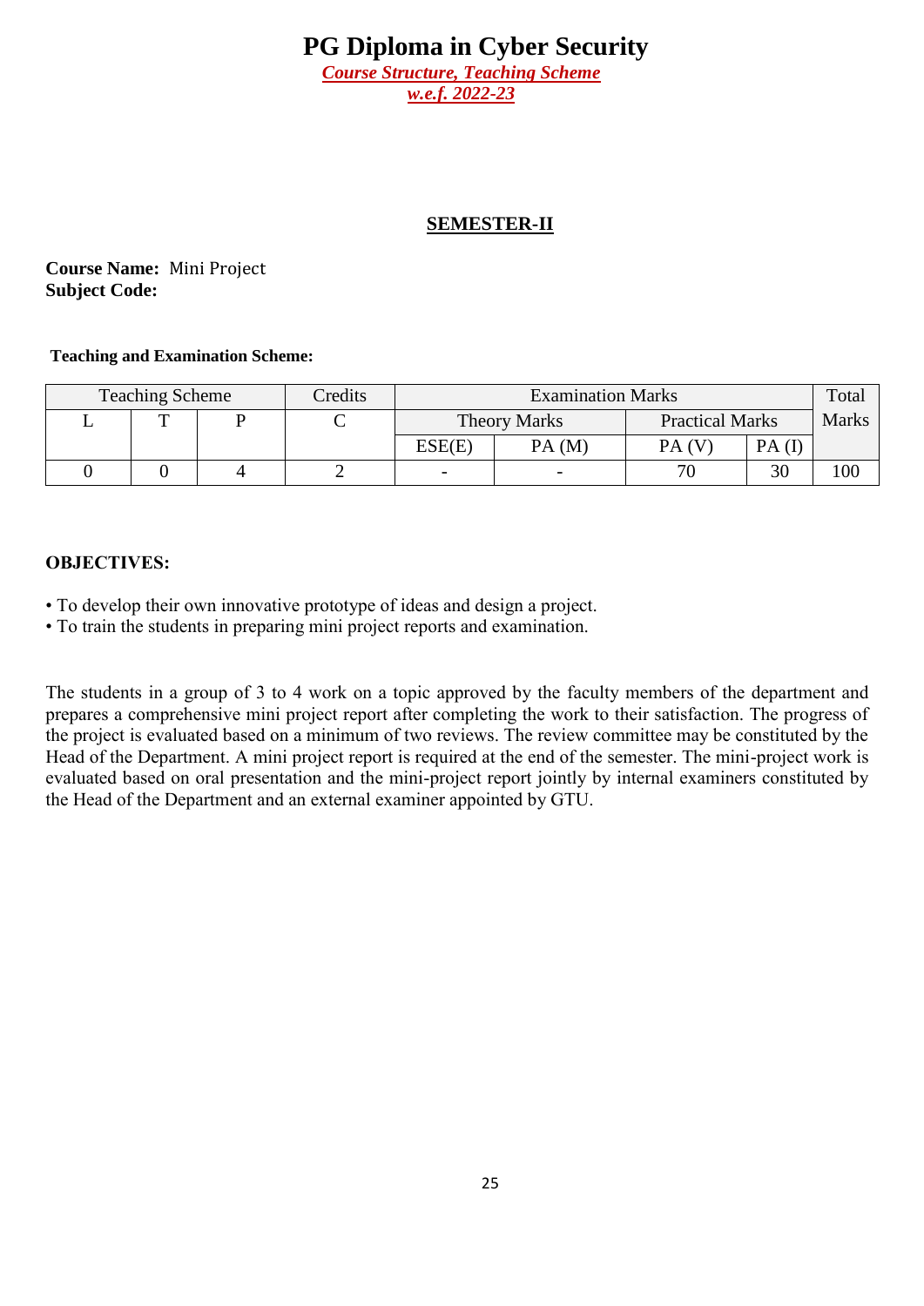# PG Diploma in Cyber Security

***Course Structure, Teaching Scheme***

***w.e.f. 2022-23***

## SEMESTER-II

**Course Name:** Mini Project
**Subject Code:**

**Teaching and Examination Scheme:**

| Teaching Scheme | | | Credits | Examination Marks | | | | Total Marks |
|---|---|---|---|---|---|---|---|---|
| L | T | P | C | Theory Marks | | Practical Marks | | |
| | | | | ESE(E) | PA (M) | PA (V) | PA (I) | |
| 0 | 0 | 4 | 2 | - | - | 70 | 30 | 100 |

**OBJECTIVES:**

- To develop their own innovative prototype of ideas and design a project.
- To train the students in preparing mini project reports and examination.

The students in a group of 3 to 4 work on a topic approved by the faculty members of the department and prepares a comprehensive mini project report after completing the work to their satisfaction. The progress of the project is evaluated based on a minimum of two reviews. The review committee may be constituted by the Head of the Department. A mini project report is required at the end of the semester. The mini-project work is evaluated based on oral presentation and the mini-project report jointly by internal examiners constituted by the Head of the Department and an external examiner appointed by GTU.